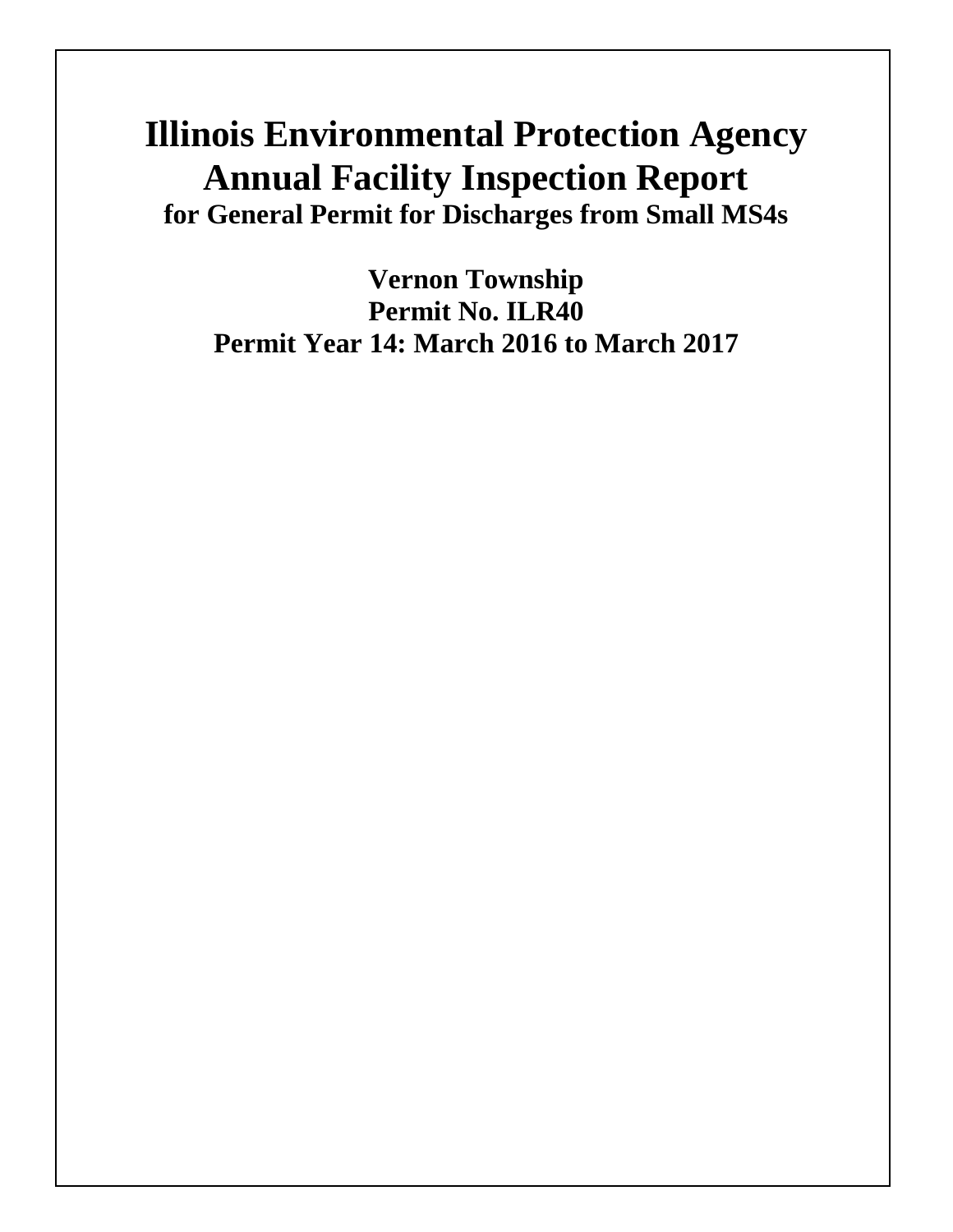# Illinois Environmental Protection Agency
# Annual Facility Inspection Report

**for General Permit for Discharges from Small MS4s**

**Vernon Township**

**Permit No. ILR40**

**Permit Year 14: March 2016 to March 2017**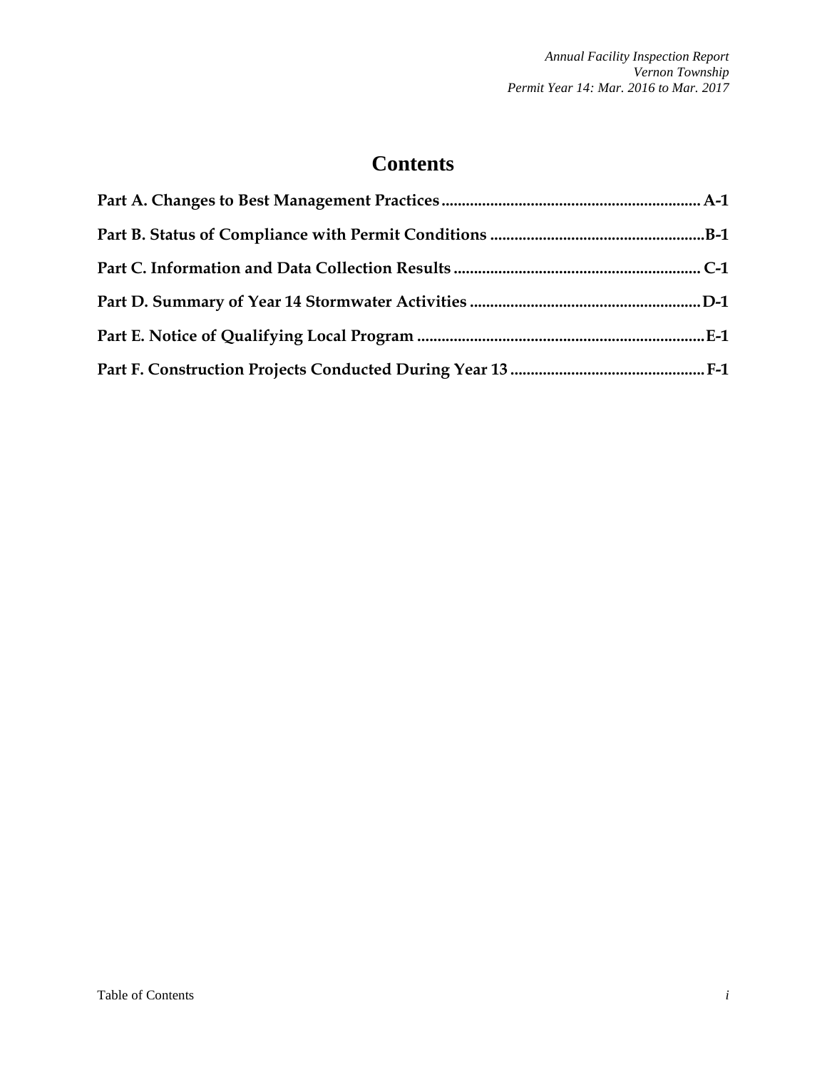# Contents

**Part A. Changes to Best Management Practices ............................................................... A-1**

**Part B. Status of Compliance with Permit Conditions .....................................................B-1**

**Part C. Information and Data Collection Results ............................................................ C-1**

**Part D. Summary of Year 14 Stormwater Activities .........................................................D-1**

**Part E. Notice of Qualifying Local Program .......................................................................E-1**

**Part F. Construction Projects Conducted During Year 13 ................................................F-1**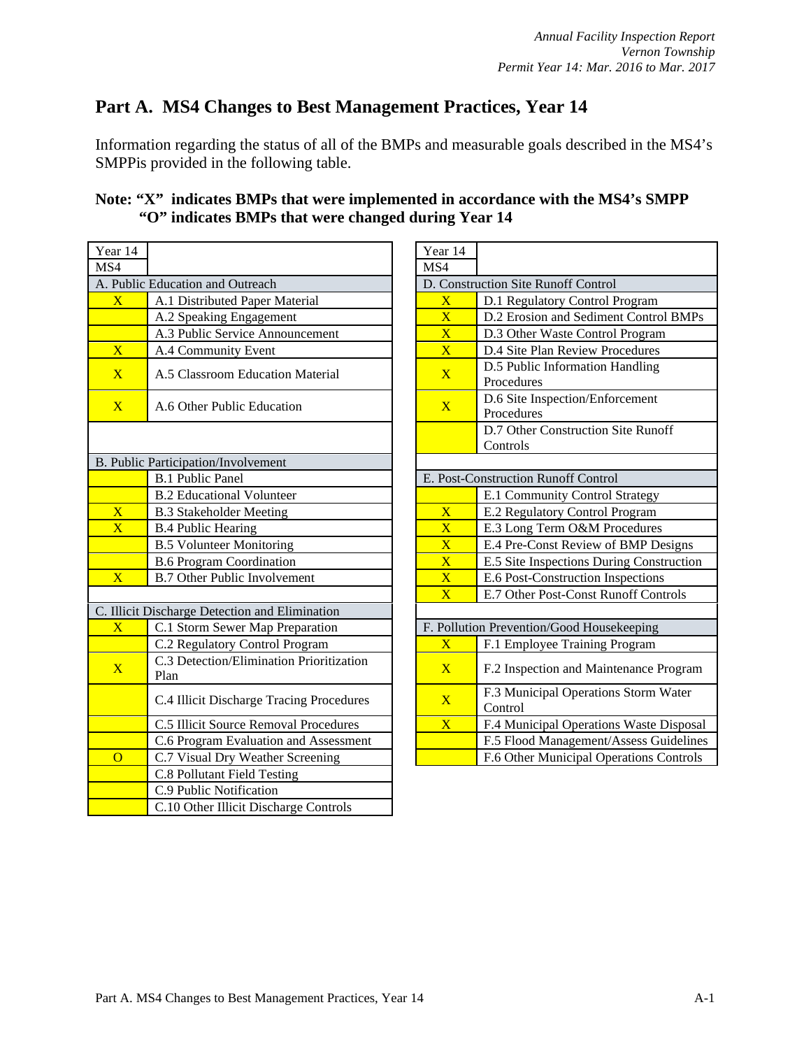# Part A. MS4 Changes to Best Management Practices, Year 14

Information regarding the status of all of the BMPs and measurable goals described in the MS4's SMPPis provided in the following table.

**Note: "X" indicates BMPs that were implemented in accordance with the MS4's SMPP**
**"O" indicates BMPs that were changed during Year 14**

| Year 14 MS4 | |
|---|---|
| **A. Public Education and Outreach** | |
| X | A.1 Distributed Paper Material |
| | A.2 Speaking Engagement |
| | A.3 Public Service Announcement |
| X | A.4 Community Event |
| X | A.5 Classroom Education Material |
| X | A.6 Other Public Education |
| **B. Public Participation/Involvement** | |
| | B.1 Public Panel |
| | B.2 Educational Volunteer |
| X | B.3 Stakeholder Meeting |
| X | B.4 Public Hearing |
| | B.5 Volunteer Monitoring |
| | B.6 Program Coordination |
| X | B.7 Other Public Involvement |
| **C. Illicit Discharge Detection and Elimination** | |
| X | C.1 Storm Sewer Map Preparation |
| | C.2 Regulatory Control Program |
| X | C.3 Detection/Elimination Prioritization Plan |
| | C.4 Illicit Discharge Tracing Procedures |
| | C.5 Illicit Source Removal Procedures |
| | C.6 Program Evaluation and Assessment |
| O | C.7 Visual Dry Weather Screening |
| | C.8 Pollutant Field Testing |
| | C.9 Public Notification |
| | C.10 Other Illicit Discharge Controls |

| Year 14 MS4 | |
|---|---|
| **D. Construction Site Runoff Control** | |
| X | D.1 Regulatory Control Program |
| X | D.2 Erosion and Sediment Control BMPs |
| X | D.3 Other Waste Control Program |
| X | D.4 Site Plan Review Procedures |
| X | D.5 Public Information Handling Procedures |
| X | D.6 Site Inspection/Enforcement Procedures |
| | D.7 Other Construction Site Runoff Controls |
| **E. Post-Construction Runoff Control** | |
| | E.1 Community Control Strategy |
| X | E.2 Regulatory Control Program |
| X | E.3 Long Term O&M Procedures |
| X | E.4 Pre-Const Review of BMP Designs |
| X | E.5 Site Inspections During Construction |
| X | E.6 Post-Construction Inspections |
| X | E.7 Other Post-Const Runoff Controls |
| **F. Pollution Prevention/Good Housekeeping** | |
| X | F.1 Employee Training Program |
| X | F.2 Inspection and Maintenance Program |
| X | F.3 Municipal Operations Storm Water Control |
| X | F.4 Municipal Operations Waste Disposal |
| | F.5 Flood Management/Assess Guidelines |
| | F.6 Other Municipal Operations Controls |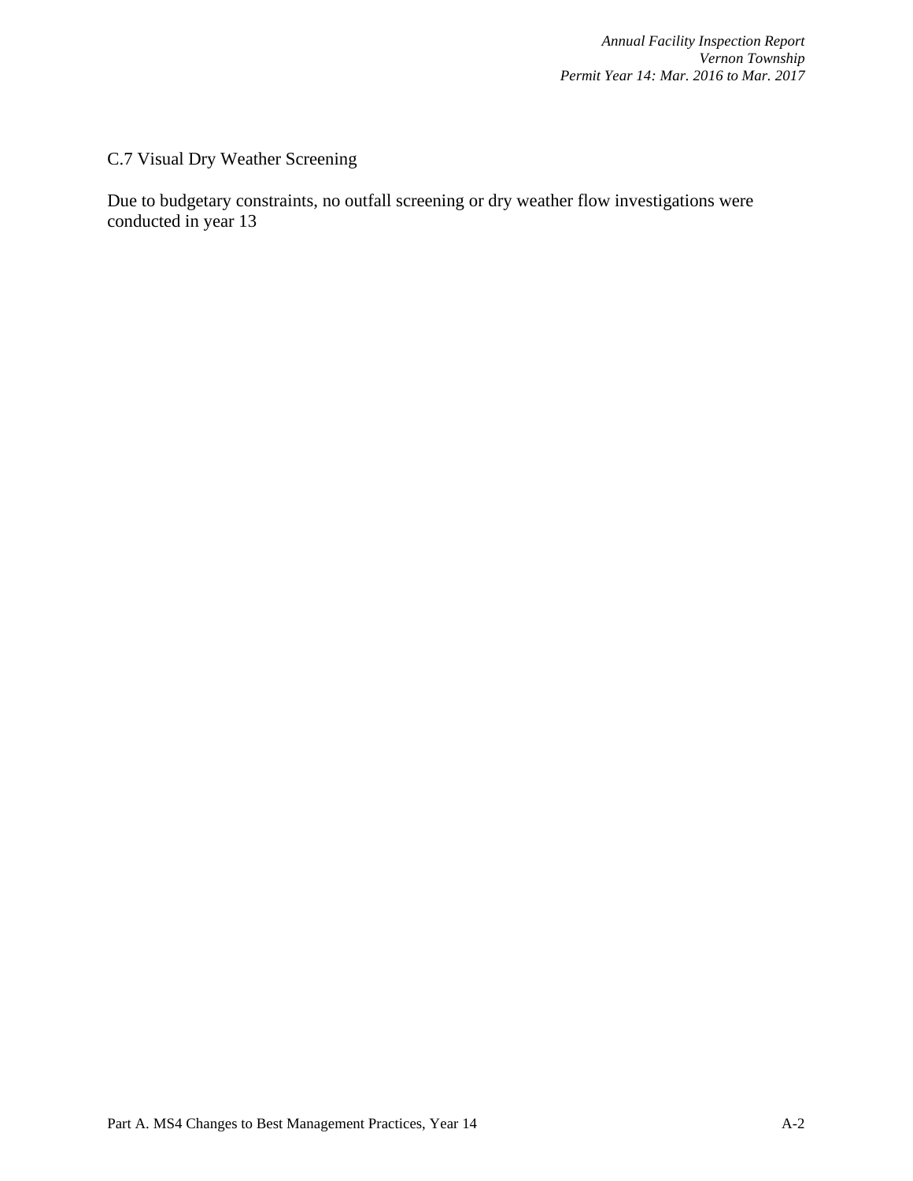## C.7 Visual Dry Weather Screening

Due to budgetary constraints, no outfall screening or dry weather flow investigations were conducted in year 13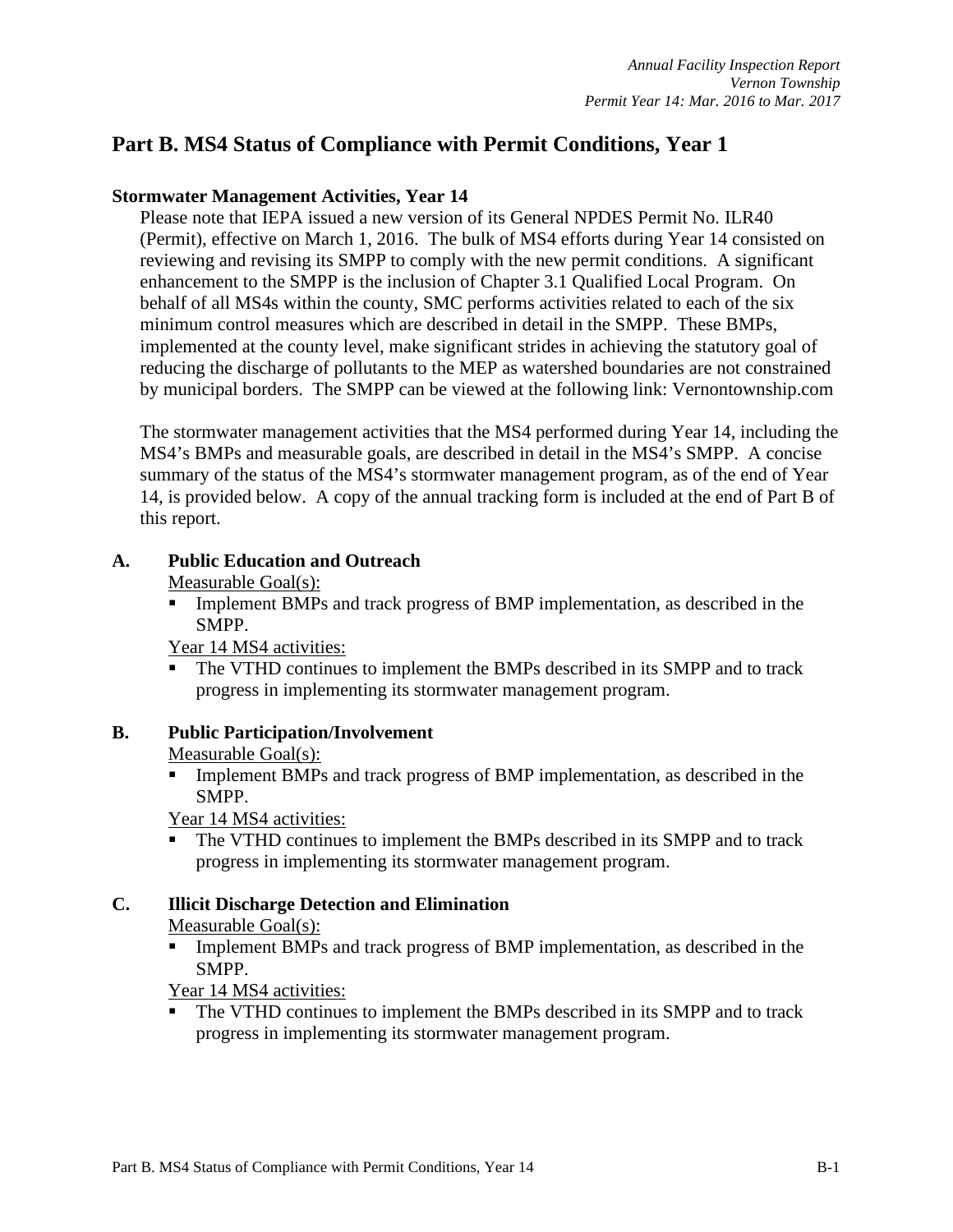## Part B. MS4 Status of Compliance with Permit Conditions, Year 1

### Stormwater Management Activities, Year 14

Please note that IEPA issued a new version of its General NPDES Permit No. ILR40 (Permit), effective on March 1, 2016. The bulk of MS4 efforts during Year 14 consisted on reviewing and revising its SMPP to comply with the new permit conditions. A significant enhancement to the SMPP is the inclusion of Chapter 3.1 Qualified Local Program. On behalf of all MS4s within the county, SMC performs activities related to each of the six minimum control measures which are described in detail in the SMPP. These BMPs, implemented at the county level, make significant strides in achieving the statutory goal of reducing the discharge of pollutants to the MEP as watershed boundaries are not constrained by municipal borders. The SMPP can be viewed at the following link: Vernontownship.com

The stormwater management activities that the MS4 performed during Year 14, including the MS4's BMPs and measurable goals, are described in detail in the MS4's SMPP. A concise summary of the status of the MS4's stormwater management program, as of the end of Year 14, is provided below. A copy of the annual tracking form is included at the end of Part B of this report.

### A. Public Education and Outreach

Measurable Goal(s):

- Implement BMPs and track progress of BMP implementation, as described in the SMPP.

Year 14 MS4 activities:

- The VTHD continues to implement the BMPs described in its SMPP and to track progress in implementing its stormwater management program.

### B. Public Participation/Involvement

Measurable Goal(s):

- Implement BMPs and track progress of BMP implementation, as described in the SMPP.

Year 14 MS4 activities:

- The VTHD continues to implement the BMPs described in its SMPP and to track progress in implementing its stormwater management program.

### C. Illicit Discharge Detection and Elimination

Measurable Goal(s):

- Implement BMPs and track progress of BMP implementation, as described in the SMPP.

Year 14 MS4 activities:

- The VTHD continues to implement the BMPs described in its SMPP and to track progress in implementing its stormwater management program.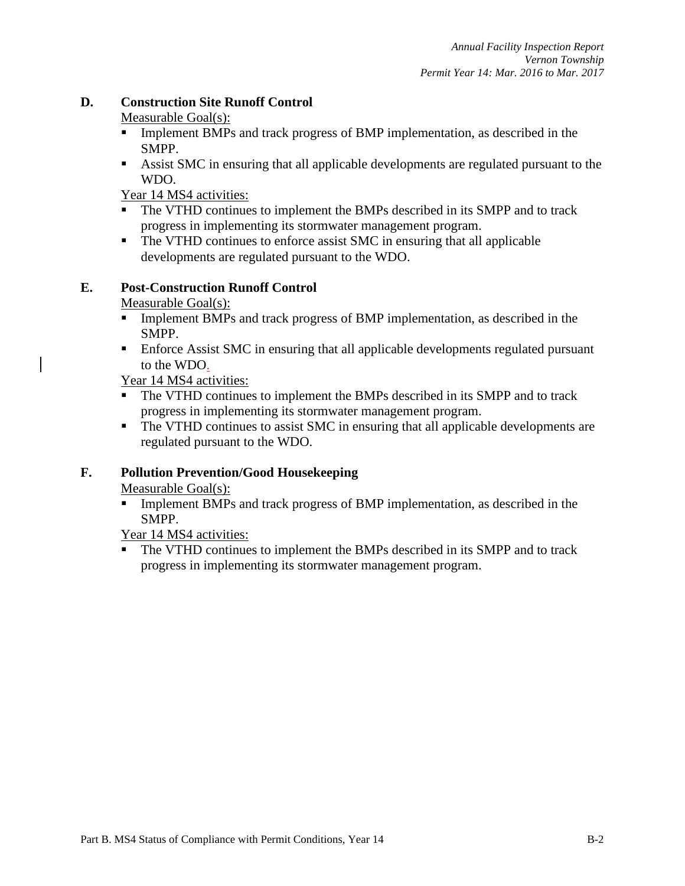## D. Construction Site Runoff Control

Measurable Goal(s):

- Implement BMPs and track progress of BMP implementation, as described in the SMPP.
- Assist SMC in ensuring that all applicable developments are regulated pursuant to the WDO.

Year 14 MS4 activities:

- The VTHD continues to implement the BMPs described in its SMPP and to track progress in implementing its stormwater management program.
- The VTHD continues to enforce assist SMC in ensuring that all applicable developments are regulated pursuant to the WDO.

## E. Post-Construction Runoff Control

Measurable Goal(s):

- Implement BMPs and track progress of BMP implementation, as described in the SMPP.
- Enforce Assist SMC in ensuring that all applicable developments regulated pursuant to the WDO.

Year 14 MS4 activities:

- The VTHD continues to implement the BMPs described in its SMPP and to track progress in implementing its stormwater management program.
- The VTHD continues to assist SMC in ensuring that all applicable developments are regulated pursuant to the WDO.

## F. Pollution Prevention/Good Housekeeping

Measurable Goal(s):

- Implement BMPs and track progress of BMP implementation, as described in the SMPP.

Year 14 MS4 activities:

- The VTHD continues to implement the BMPs described in its SMPP and to track progress in implementing its stormwater management program.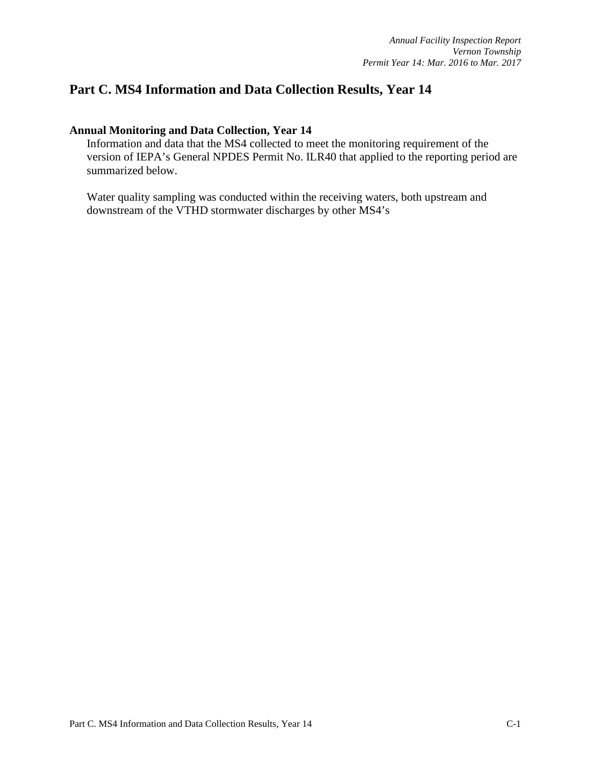## Part C. MS4 Information and Data Collection Results, Year 14

### Annual Monitoring and Data Collection, Year 14

Information and data that the MS4 collected to meet the monitoring requirement of the version of IEPA's General NPDES Permit No. ILR40 that applied to the reporting period are summarized below.

Water quality sampling was conducted within the receiving waters, both upstream and downstream of the VTHD stormwater discharges by other MS4's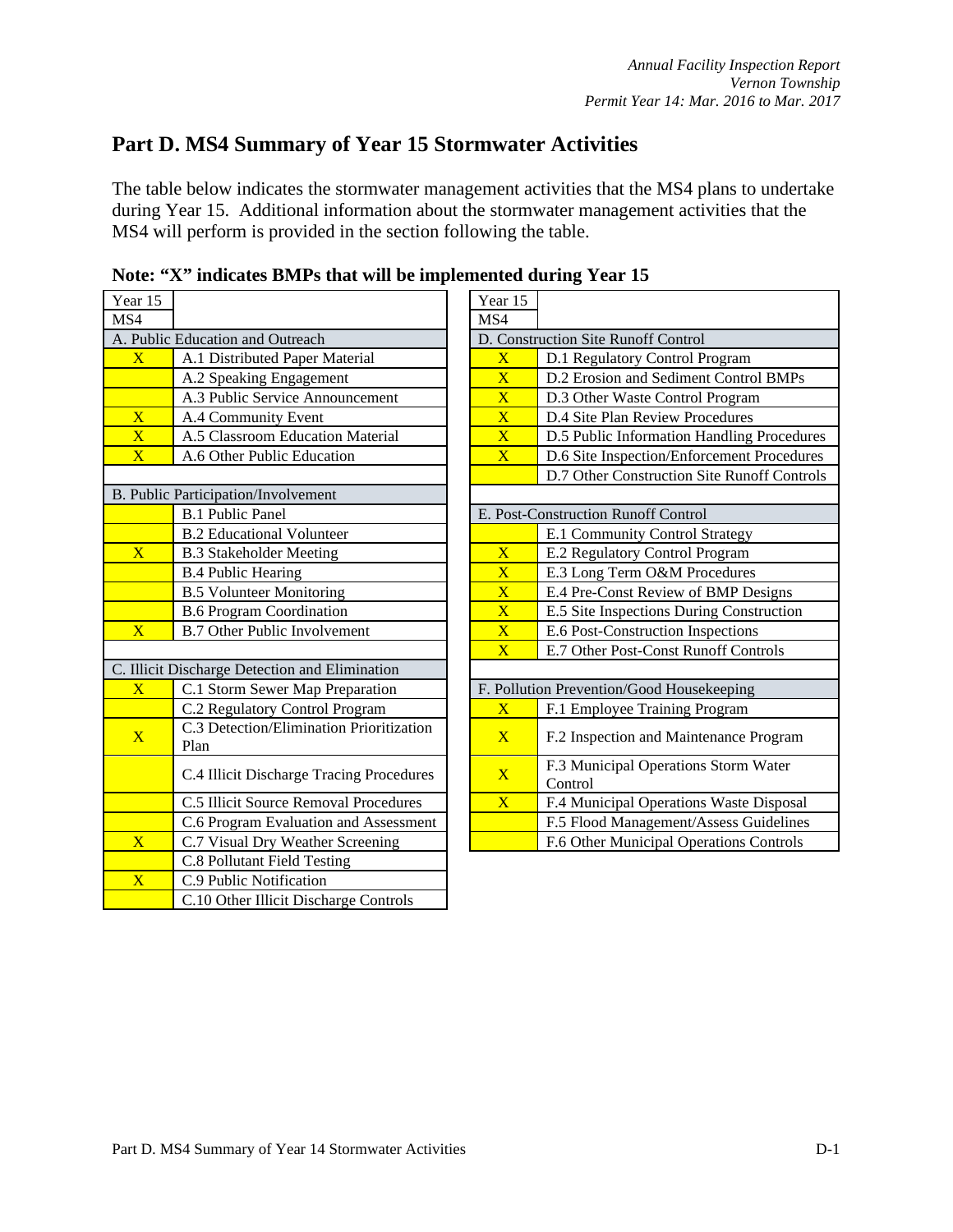## Part D. MS4 Summary of Year 15 Stormwater Activities

The table below indicates the stormwater management activities that the MS4 plans to undertake during Year 15. Additional information about the stormwater management activities that the MS4 will perform is provided in the section following the table.

**Note: "X" indicates BMPs that will be implemented during Year 15**

| Year 15 MS4 | |
|---|---|
| **A. Public Education and Outreach** | |
| X | A.1 Distributed Paper Material |
| | A.2 Speaking Engagement |
| | A.3 Public Service Announcement |
| X | A.4 Community Event |
| X | A.5 Classroom Education Material |
| X | A.6 Other Public Education |
| **B. Public Participation/Involvement** | |
| | B.1 Public Panel |
| | B.2 Educational Volunteer |
| X | B.3 Stakeholder Meeting |
| | B.4 Public Hearing |
| | B.5 Volunteer Monitoring |
| | B.6 Program Coordination |
| X | B.7 Other Public Involvement |
| **C. Illicit Discharge Detection and Elimination** | |
| X | C.1 Storm Sewer Map Preparation |
| | C.2 Regulatory Control Program |
| X | C.3 Detection/Elimination Prioritization Plan |
| | C.4 Illicit Discharge Tracing Procedures |
| | C.5 Illicit Source Removal Procedures |
| | C.6 Program Evaluation and Assessment |
| X | C.7 Visual Dry Weather Screening |
| | C.8 Pollutant Field Testing |
| X | C.9 Public Notification |
| | C.10 Other Illicit Discharge Controls |

| Year 15 MS4 | |
|---|---|
| **D. Construction Site Runoff Control** | |
| X | D.1 Regulatory Control Program |
| X | D.2 Erosion and Sediment Control BMPs |
| X | D.3 Other Waste Control Program |
| X | D.4 Site Plan Review Procedures |
| X | D.5 Public Information Handling Procedures |
| X | D.6 Site Inspection/Enforcement Procedures |
| | D.7 Other Construction Site Runoff Controls |
| **E. Post-Construction Runoff Control** | |
| | E.1 Community Control Strategy |
| X | E.2 Regulatory Control Program |
| X | E.3 Long Term O&M Procedures |
| X | E.4 Pre-Const Review of BMP Designs |
| X | E.5 Site Inspections During Construction |
| X | E.6 Post-Construction Inspections |
| X | E.7 Other Post-Const Runoff Controls |
| **F. Pollution Prevention/Good Housekeeping** | |
| X | F.1 Employee Training Program |
| X | F.2 Inspection and Maintenance Program |
| X | F.3 Municipal Operations Storm Water Control |
| X | F.4 Municipal Operations Waste Disposal |
| | F.5 Flood Management/Assess Guidelines |
| | F.6 Other Municipal Operations Controls |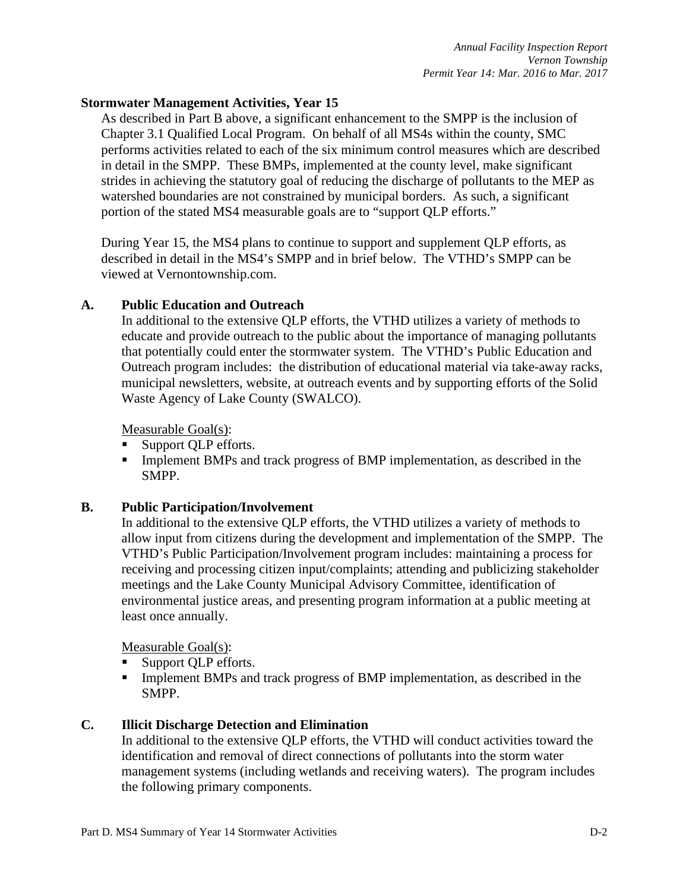**Stormwater Management Activities, Year 15**

As described in Part B above, a significant enhancement to the SMPP is the inclusion of Chapter 3.1 Qualified Local Program. On behalf of all MS4s within the county, SMC performs activities related to each of the six minimum control measures which are described in detail in the SMPP. These BMPs, implemented at the county level, make significant strides in achieving the statutory goal of reducing the discharge of pollutants to the MEP as watershed boundaries are not constrained by municipal borders. As such, a significant portion of the stated MS4 measurable goals are to "support QLP efforts."

During Year 15, the MS4 plans to continue to support and supplement QLP efforts, as described in detail in the MS4's SMPP and in brief below. The VTHD's SMPP can be viewed at Vernontownship.com.

**A. Public Education and Outreach**

In additional to the extensive QLP efforts, the VTHD utilizes a variety of methods to educate and provide outreach to the public about the importance of managing pollutants that potentially could enter the stormwater system. The VTHD's Public Education and Outreach program includes: the distribution of educational material via take-away racks, municipal newsletters, website, at outreach events and by supporting efforts of the Solid Waste Agency of Lake County (SWALCO).

Measurable Goal(s):

- Support QLP efforts.
- Implement BMPs and track progress of BMP implementation, as described in the SMPP.

**B. Public Participation/Involvement**

In additional to the extensive QLP efforts, the VTHD utilizes a variety of methods to allow input from citizens during the development and implementation of the SMPP. The VTHD's Public Participation/Involvement program includes: maintaining a process for receiving and processing citizen input/complaints; attending and publicizing stakeholder meetings and the Lake County Municipal Advisory Committee, identification of environmental justice areas, and presenting program information at a public meeting at least once annually.

Measurable Goal(s):

- Support QLP efforts.
- Implement BMPs and track progress of BMP implementation, as described in the SMPP.

**C. Illicit Discharge Detection and Elimination**

In additional to the extensive QLP efforts, the VTHD will conduct activities toward the identification and removal of direct connections of pollutants into the storm water management systems (including wetlands and receiving waters). The program includes the following primary components.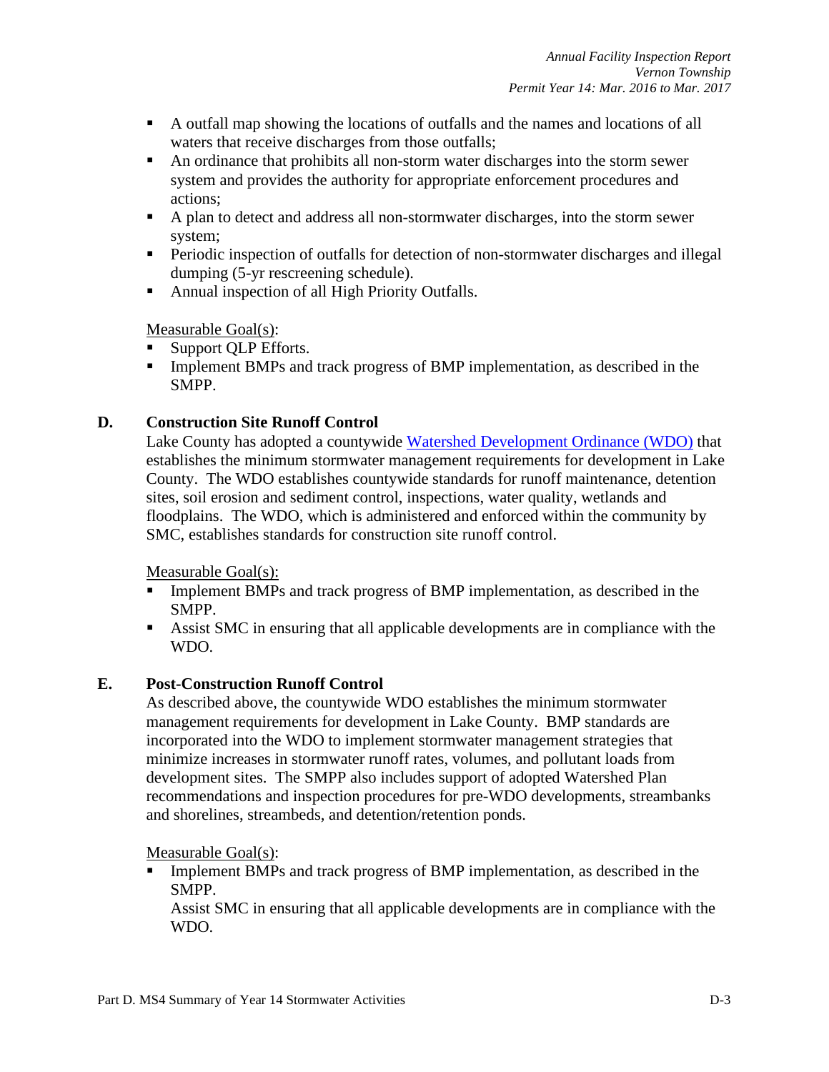- A outfall map showing the locations of outfalls and the names and locations of all waters that receive discharges from those outfalls;
- An ordinance that prohibits all non-storm water discharges into the storm sewer system and provides the authority for appropriate enforcement procedures and actions;
- A plan to detect and address all non-stormwater discharges, into the storm sewer system;
- Periodic inspection of outfalls for detection of non-stormwater discharges and illegal dumping (5-yr rescreening schedule).
- Annual inspection of all High Priority Outfalls.

Measurable Goal(s):

- Support QLP Efforts.
- Implement BMPs and track progress of BMP implementation, as described in the SMPP.

### D. Construction Site Runoff Control

Lake County has adopted a countywide Watershed Development Ordinance (WDO) that establishes the minimum stormwater management requirements for development in Lake County. The WDO establishes countywide standards for runoff maintenance, detention sites, soil erosion and sediment control, inspections, water quality, wetlands and floodplains. The WDO, which is administered and enforced within the community by SMC, establishes standards for construction site runoff control.

Measurable Goal(s):

- Implement BMPs and track progress of BMP implementation, as described in the SMPP.
- Assist SMC in ensuring that all applicable developments are in compliance with the WDO.

### E. Post-Construction Runoff Control

As described above, the countywide WDO establishes the minimum stormwater management requirements for development in Lake County. BMP standards are incorporated into the WDO to implement stormwater management strategies that minimize increases in stormwater runoff rates, volumes, and pollutant loads from development sites. The SMPP also includes support of adopted Watershed Plan recommendations and inspection procedures for pre-WDO developments, streambanks and shorelines, streambeds, and detention/retention ponds.

Measurable Goal(s):

- Implement BMPs and track progress of BMP implementation, as described in the SMPP.
  Assist SMC in ensuring that all applicable developments are in compliance with the WDO.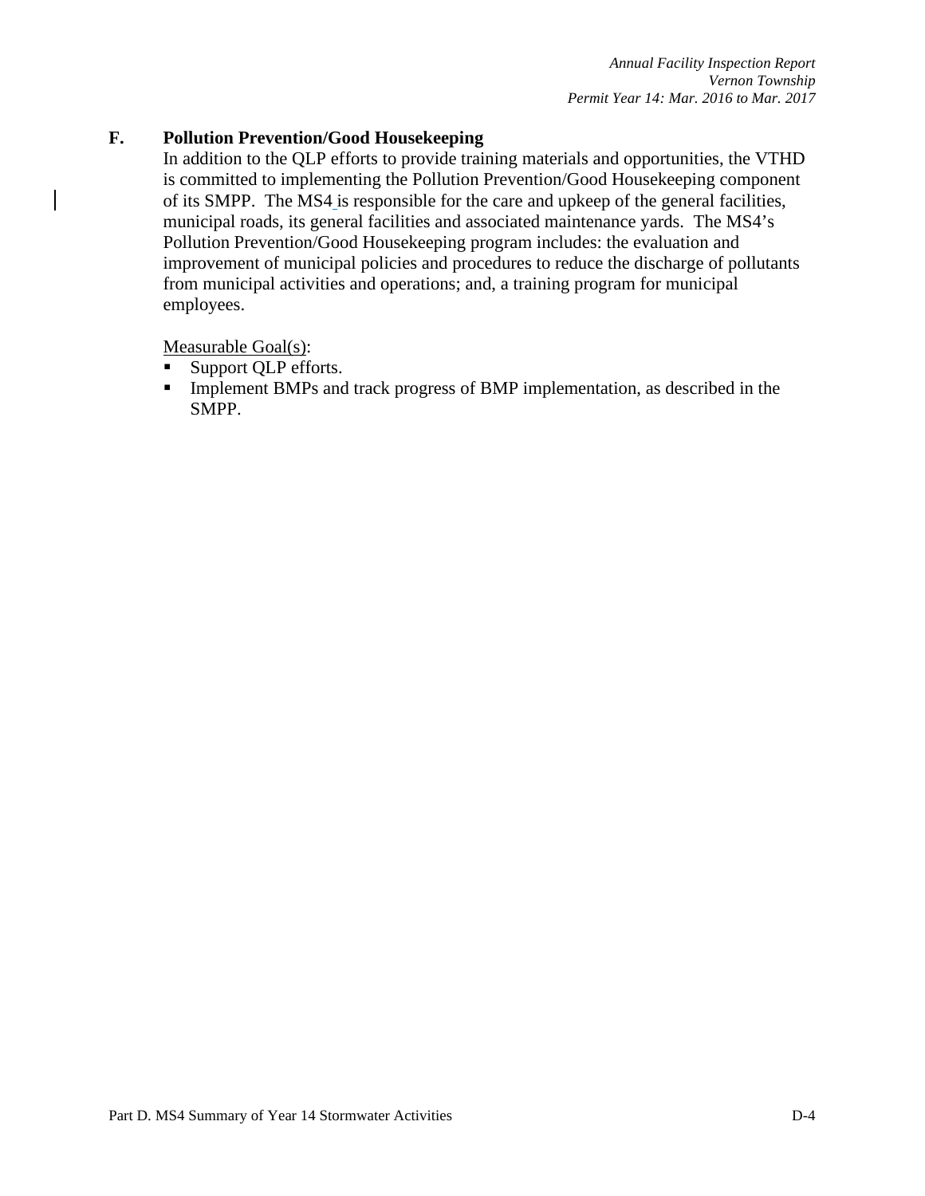## F. Pollution Prevention/Good Housekeeping

In addition to the QLP efforts to provide training materials and opportunities, the VTHD is committed to implementing the Pollution Prevention/Good Housekeeping component of its SMPP. The MS4 is responsible for the care and upkeep of the general facilities, municipal roads, its general facilities and associated maintenance yards. The MS4's Pollution Prevention/Good Housekeeping program includes: the evaluation and improvement of municipal policies and procedures to reduce the discharge of pollutants from municipal activities and operations; and, a training program for municipal employees.

<u>Measurable Goal(s)</u>:

- Support QLP efforts.
- Implement BMPs and track progress of BMP implementation, as described in the SMPP.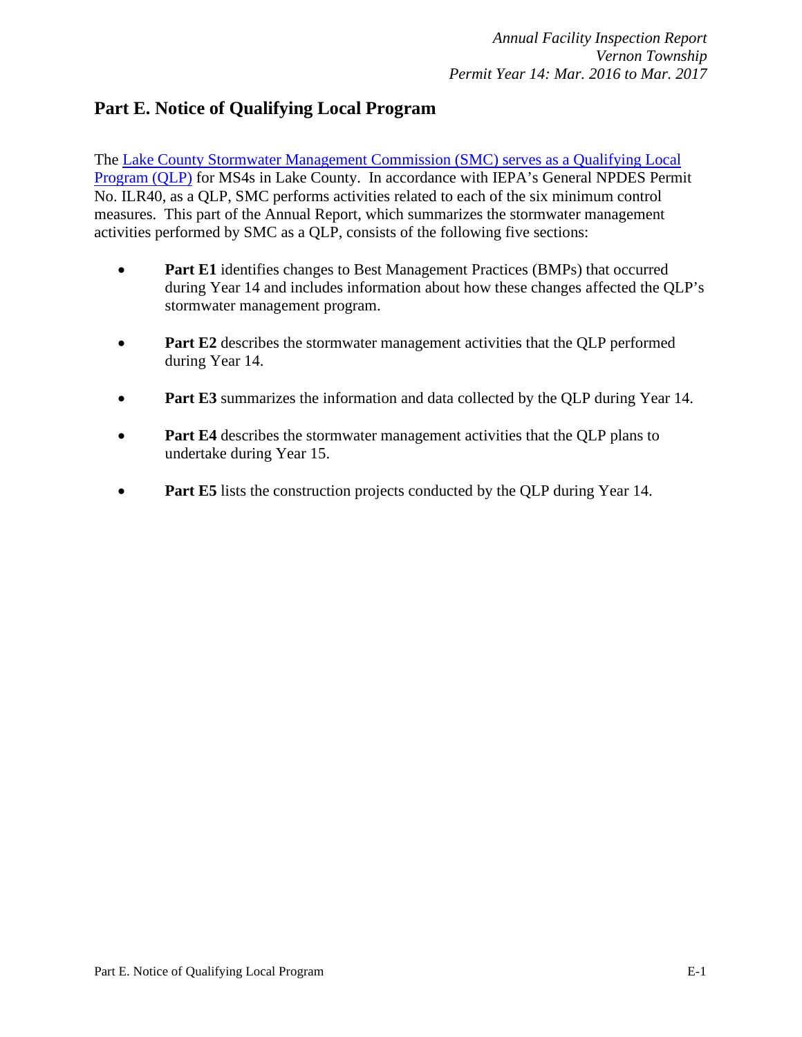## Part E. Notice of Qualifying Local Program

The Lake County Stormwater Management Commission (SMC) serves as a Qualifying Local Program (QLP) for MS4s in Lake County. In accordance with IEPA's General NPDES Permit No. ILR40, as a QLP, SMC performs activities related to each of the six minimum control measures. This part of the Annual Report, which summarizes the stormwater management activities performed by SMC as a QLP, consists of the following five sections:

- **Part E1** identifies changes to Best Management Practices (BMPs) that occurred during Year 14 and includes information about how these changes affected the QLP's stormwater management program.
- **Part E2** describes the stormwater management activities that the QLP performed during Year 14.
- **Part E3** summarizes the information and data collected by the QLP during Year 14.
- **Part E4** describes the stormwater management activities that the QLP plans to undertake during Year 15.
- **Part E5** lists the construction projects conducted by the QLP during Year 14.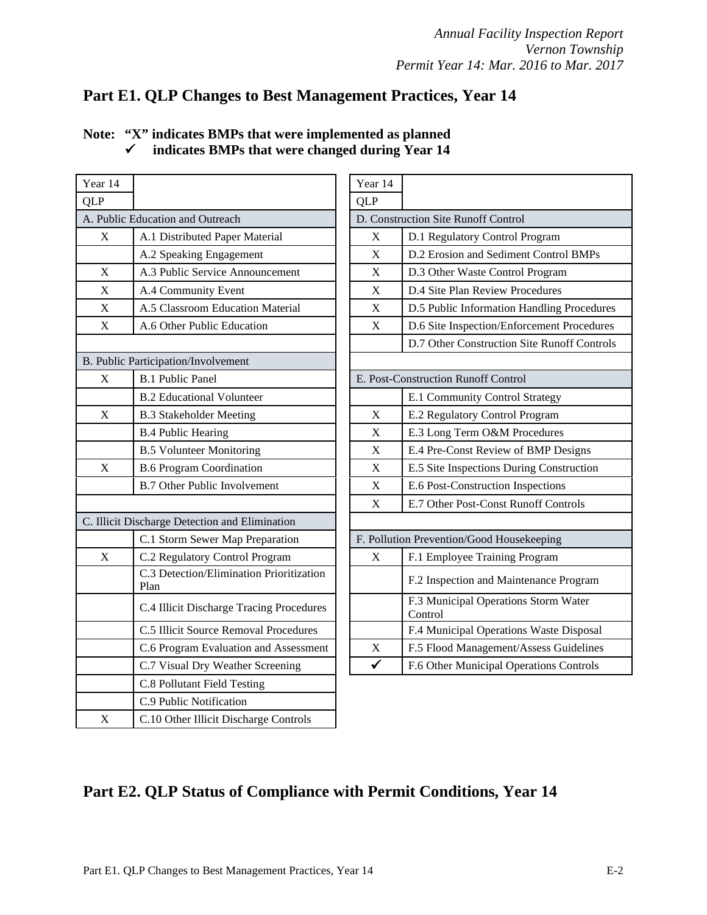## Part E1. QLP Changes to Best Management Practices, Year 14

**Note: "X" indicates BMPs that were implemented as planned**
**✓ indicates BMPs that were changed during Year 14**

| Year 14 QLP | |
|---|---|
| **A. Public Education and Outreach** | |
| X | A.1 Distributed Paper Material |
| | A.2 Speaking Engagement |
| X | A.3 Public Service Announcement |
| X | A.4 Community Event |
| X | A.5 Classroom Education Material |
| X | A.6 Other Public Education |
| **B. Public Participation/Involvement** | |
| X | B.1 Public Panel |
| | B.2 Educational Volunteer |
| X | B.3 Stakeholder Meeting |
| | B.4 Public Hearing |
| | B.5 Volunteer Monitoring |
| X | B.6 Program Coordination |
| | B.7 Other Public Involvement |
| **C. Illicit Discharge Detection and Elimination** | |
| | C.1 Storm Sewer Map Preparation |
| X | C.2 Regulatory Control Program |
| | C.3 Detection/Elimination Prioritization Plan |
| | C.4 Illicit Discharge Tracing Procedures |
| | C.5 Illicit Source Removal Procedures |
| | C.6 Program Evaluation and Assessment |
| | C.7 Visual Dry Weather Screening |
| | C.8 Pollutant Field Testing |
| | C.9 Public Notification |
| X | C.10 Other Illicit Discharge Controls |

| Year 14 QLP | |
|---|---|
| **D. Construction Site Runoff Control** | |
| X | D.1 Regulatory Control Program |
| X | D.2 Erosion and Sediment Control BMPs |
| X | D.3 Other Waste Control Program |
| X | D.4 Site Plan Review Procedures |
| X | D.5 Public Information Handling Procedures |
| X | D.6 Site Inspection/Enforcement Procedures |
| | D.7 Other Construction Site Runoff Controls |
| **E. Post-Construction Runoff Control** | |
| | E.1 Community Control Strategy |
| X | E.2 Regulatory Control Program |
| X | E.3 Long Term O&M Procedures |
| X | E.4 Pre-Const Review of BMP Designs |
| X | E.5 Site Inspections During Construction |
| X | E.6 Post-Construction Inspections |
| X | E.7 Other Post-Const Runoff Controls |
| **F. Pollution Prevention/Good Housekeeping** | |
| X | F.1 Employee Training Program |
| | F.2 Inspection and Maintenance Program |
| | F.3 Municipal Operations Storm Water Control |
| | F.4 Municipal Operations Waste Disposal |
| X | F.5 Flood Management/Assess Guidelines |
| ✓ | F.6 Other Municipal Operations Controls |

## Part E2. QLP Status of Compliance with Permit Conditions, Year 14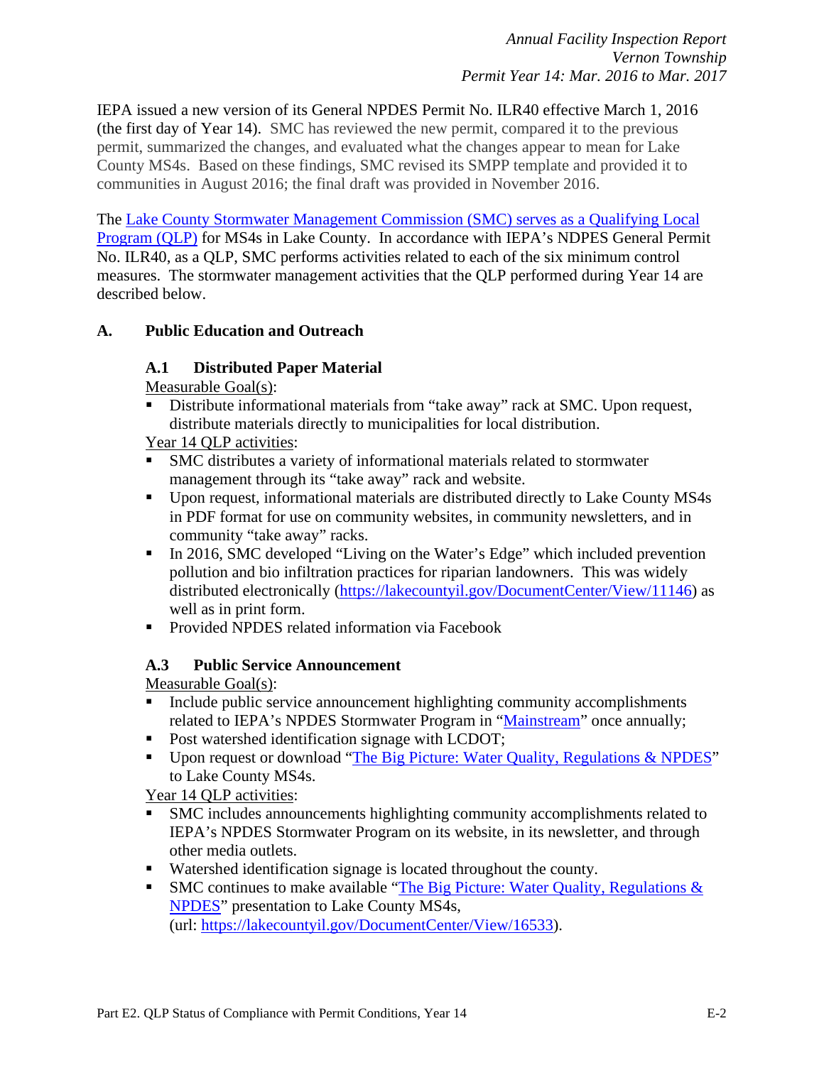IEPA issued a new version of its General NPDES Permit No. ILR40 effective March 1, 2016 (the first day of Year 14). SMC has reviewed the new permit, compared it to the previous permit, summarized the changes, and evaluated what the changes appear to mean for Lake County MS4s. Based on these findings, SMC revised its SMPP template and provided it to communities in August 2016; the final draft was provided in November 2016.

The Lake County Stormwater Management Commission (SMC) serves as a Qualifying Local Program (QLP) for MS4s in Lake County. In accordance with IEPA's NDPES General Permit No. ILR40, as a QLP, SMC performs activities related to each of the six minimum control measures. The stormwater management activities that the QLP performed during Year 14 are described below.

## A. Public Education and Outreach

### A.1 Distributed Paper Material

Measurable Goal(s):

- Distribute informational materials from "take away" rack at SMC. Upon request, distribute materials directly to municipalities for local distribution.

Year 14 QLP activities:

- SMC distributes a variety of informational materials related to stormwater management through its "take away" rack and website.
- Upon request, informational materials are distributed directly to Lake County MS4s in PDF format for use on community websites, in community newsletters, and in community "take away" racks.
- In 2016, SMC developed "Living on the Water's Edge" which included prevention pollution and bio infiltration practices for riparian landowners. This was widely distributed electronically (https://lakecountyil.gov/DocumentCenter/View/11146) as well as in print form.
- Provided NPDES related information via Facebook

### A.3 Public Service Announcement

Measurable Goal(s):

- Include public service announcement highlighting community accomplishments related to IEPA's NPDES Stormwater Program in "Mainstream" once annually;
- Post watershed identification signage with LCDOT;
- Upon request or download "The Big Picture: Water Quality, Regulations & NPDES" to Lake County MS4s.

Year 14 QLP activities:

- SMC includes announcements highlighting community accomplishments related to IEPA's NPDES Stormwater Program on its website, in its newsletter, and through other media outlets.
- Watershed identification signage is located throughout the county.
- SMC continues to make available "The Big Picture: Water Quality, Regulations & NPDES" presentation to Lake County MS4s, (url: https://lakecountyil.gov/DocumentCenter/View/16533).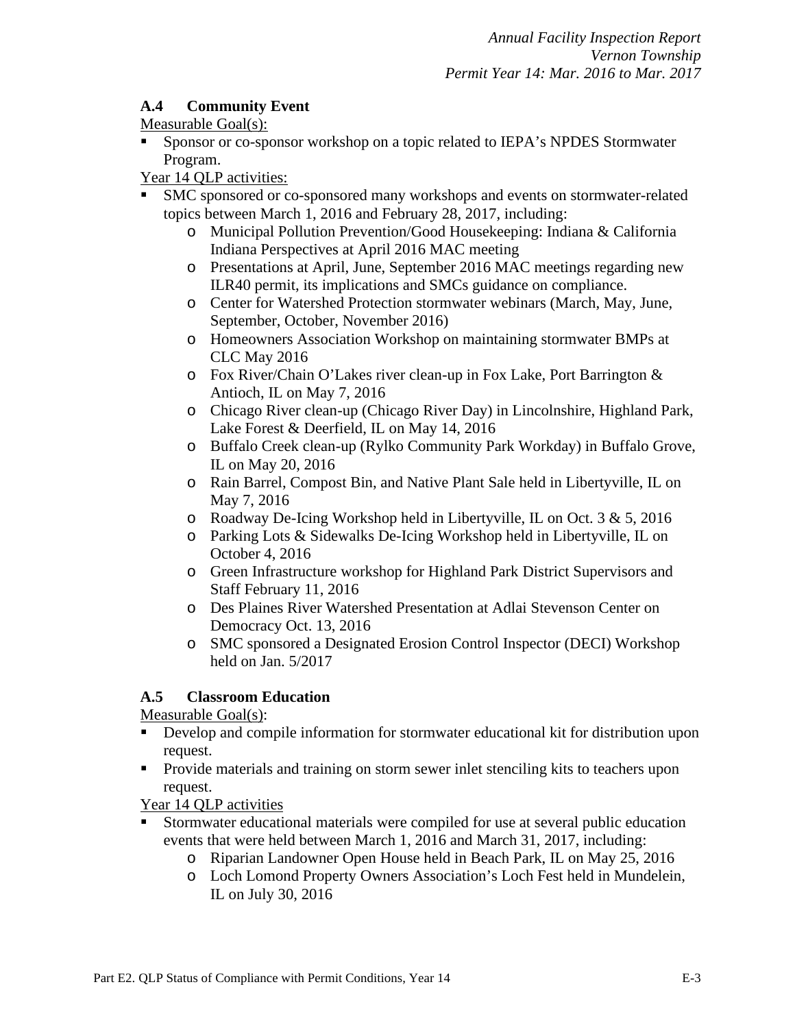### A.4 Community Event

Measurable Goal(s):

- Sponsor or co-sponsor workshop on a topic related to IEPA's NPDES Stormwater Program.

Year 14 QLP activities:

- SMC sponsored or co-sponsored many workshops and events on stormwater-related topics between March 1, 2016 and February 28, 2017, including:
  - Municipal Pollution Prevention/Good Housekeeping: Indiana & California Indiana Perspectives at April 2016 MAC meeting
  - Presentations at April, June, September 2016 MAC meetings regarding new ILR40 permit, its implications and SMCs guidance on compliance.
  - Center for Watershed Protection stormwater webinars (March, May, June, September, October, November 2016)
  - Homeowners Association Workshop on maintaining stormwater BMPs at CLC May 2016
  - Fox River/Chain O'Lakes river clean-up in Fox Lake, Port Barrington & Antioch, IL on May 7, 2016
  - Chicago River clean-up (Chicago River Day) in Lincolnshire, Highland Park, Lake Forest & Deerfield, IL on May 14, 2016
  - Buffalo Creek clean-up (Rylko Community Park Workday) in Buffalo Grove, IL on May 20, 2016
  - Rain Barrel, Compost Bin, and Native Plant Sale held in Libertyville, IL on May 7, 2016
  - Roadway De-Icing Workshop held in Libertyville, IL on Oct. 3 & 5, 2016
  - Parking Lots & Sidewalks De-Icing Workshop held in Libertyville, IL on October 4, 2016
  - Green Infrastructure workshop for Highland Park District Supervisors and Staff February 11, 2016
  - Des Plaines River Watershed Presentation at Adlai Stevenson Center on Democracy Oct. 13, 2016
  - SMC sponsored a Designated Erosion Control Inspector (DECI) Workshop held on Jan. 5/2017

### A.5 Classroom Education

Measurable Goal(s):

- Develop and compile information for stormwater educational kit for distribution upon request.
- Provide materials and training on storm sewer inlet stenciling kits to teachers upon request.

Year 14 QLP activities

- Stormwater educational materials were compiled for use at several public education events that were held between March 1, 2016 and March 31, 2017, including:
  - Riparian Landowner Open House held in Beach Park, IL on May 25, 2016
  - Loch Lomond Property Owners Association's Loch Fest held in Mundelein, IL on July 30, 2016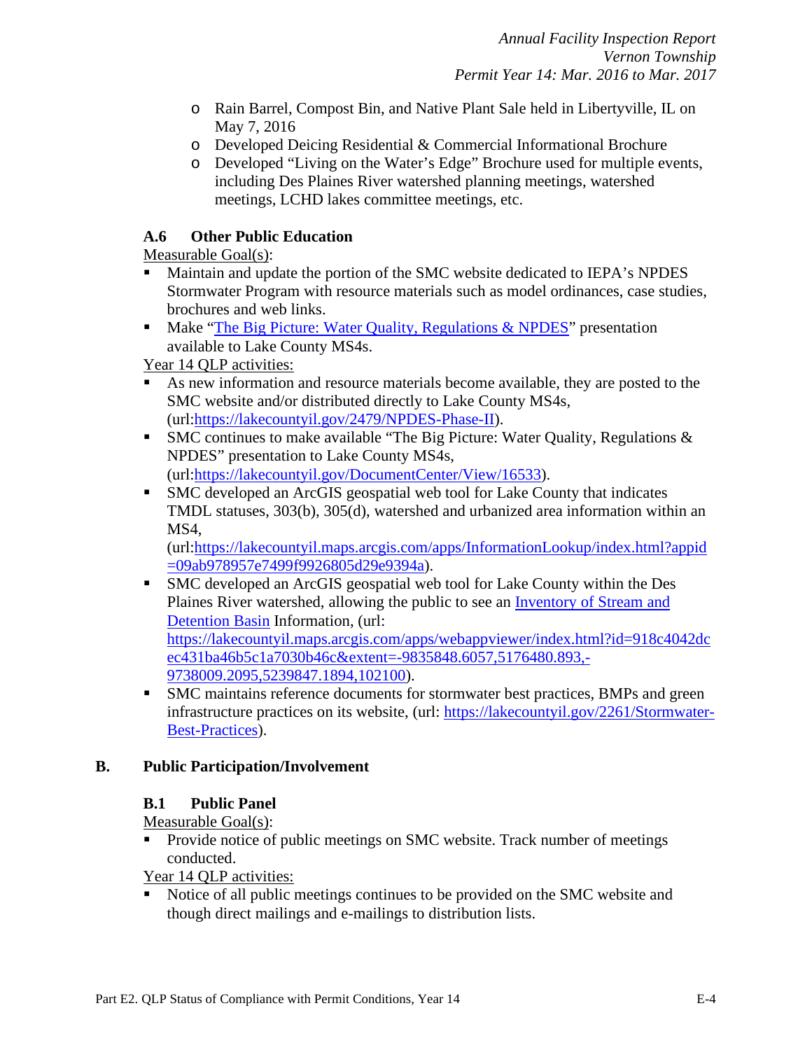- Rain Barrel, Compost Bin, and Native Plant Sale held in Libertyville, IL on May 7, 2016
  - Developed Deicing Residential & Commercial Informational Brochure
  - Developed "Living on the Water's Edge" Brochure used for multiple events, including Des Plaines River watershed planning meetings, watershed meetings, LCHD lakes committee meetings, etc.

### A.6 Other Public Education

Measurable Goal(s):

- Maintain and update the portion of the SMC website dedicated to IEPA's NPDES Stormwater Program with resource materials such as model ordinances, case studies, brochures and web links.
- Make "The Big Picture: Water Quality, Regulations & NPDES" presentation available to Lake County MS4s.

Year 14 QLP activities:

- As new information and resource materials become available, they are posted to the SMC website and/or distributed directly to Lake County MS4s, (url:https://lakecountyil.gov/2479/NPDES-Phase-II).
- SMC continues to make available "The Big Picture: Water Quality, Regulations & NPDES" presentation to Lake County MS4s, (url:https://lakecountyil.gov/DocumentCenter/View/16533).
- SMC developed an ArcGIS geospatial web tool for Lake County that indicates TMDL statuses, 303(b), 305(d), watershed and urbanized area information within an MS4, (url:https://lakecountyil.maps.arcgis.com/apps/InformationLookup/index.html?appid=09ab978957e7499f9926805d29e9394a).
- SMC developed an ArcGIS geospatial web tool for Lake County within the Des Plaines River watershed, allowing the public to see an Inventory of Stream and Detention Basin Information, (url: https://lakecountyil.maps.arcgis.com/apps/webappviewer/index.html?id=918c4042dcec431ba46b5c1a7030b46c&extent=-9835848.6057,5176480.893,-9738009.2095,5239847.1894,102100).
- SMC maintains reference documents for stormwater best practices, BMPs and green infrastructure practices on its website, (url: https://lakecountyil.gov/2261/Stormwater-Best-Practices).

## B. Public Participation/Involvement

### B.1 Public Panel

Measurable Goal(s):

- Provide notice of public meetings on SMC website. Track number of meetings conducted.

Year 14 QLP activities:

- Notice of all public meetings continues to be provided on the SMC website and though direct mailings and e-mailings to distribution lists.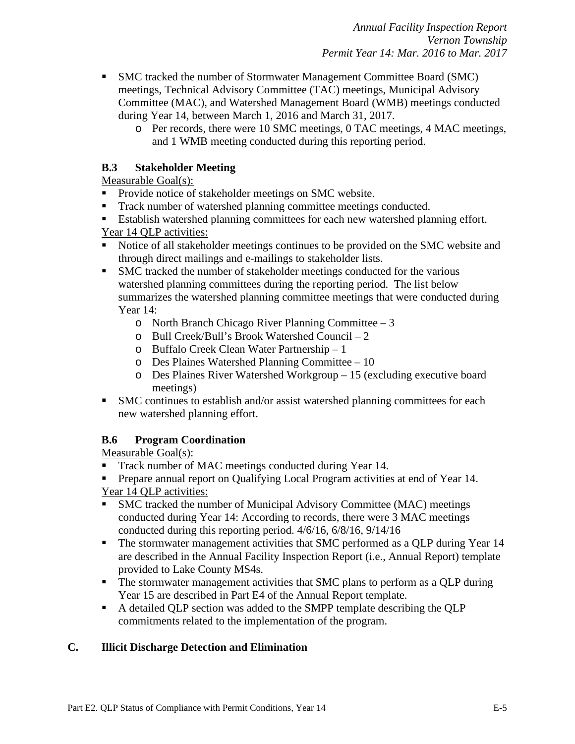- SMC tracked the number of Stormwater Management Committee Board (SMC) meetings, Technical Advisory Committee (TAC) meetings, Municipal Advisory Committee (MAC), and Watershed Management Board (WMB) meetings conducted during Year 14, between March 1, 2016 and March 31, 2017.
  - Per records, there were 10 SMC meetings, 0 TAC meetings, 4 MAC meetings, and 1 WMB meeting conducted during this reporting period.

### B.3 Stakeholder Meeting

Measurable Goal(s):

- Provide notice of stakeholder meetings on SMC website.
- Track number of watershed planning committee meetings conducted.
- Establish watershed planning committees for each new watershed planning effort.

Year 14 QLP activities:

- Notice of all stakeholder meetings continues to be provided on the SMC website and through direct mailings and e-mailings to stakeholder lists.
- SMC tracked the number of stakeholder meetings conducted for the various watershed planning committees during the reporting period. The list below summarizes the watershed planning committee meetings that were conducted during Year 14:
  - North Branch Chicago River Planning Committee – 3
  - Bull Creek/Bull's Brook Watershed Council – 2
  - Buffalo Creek Clean Water Partnership – 1
  - Des Plaines Watershed Planning Committee – 10
  - Des Plaines River Watershed Workgroup – 15 (excluding executive board meetings)
- SMC continues to establish and/or assist watershed planning committees for each new watershed planning effort.

### B.6 Program Coordination

Measurable Goal(s):

- Track number of MAC meetings conducted during Year 14.
- Prepare annual report on Qualifying Local Program activities at end of Year 14.

Year 14 QLP activities:

- SMC tracked the number of Municipal Advisory Committee (MAC) meetings conducted during Year 14: According to records, there were 3 MAC meetings conducted during this reporting period. 4/6/16, 6/8/16, 9/14/16
- The stormwater management activities that SMC performed as a QLP during Year 14 are described in the Annual Facility Inspection Report (i.e., Annual Report) template provided to Lake County MS4s.
- The stormwater management activities that SMC plans to perform as a QLP during Year 15 are described in Part E4 of the Annual Report template.
- A detailed QLP section was added to the SMPP template describing the QLP commitments related to the implementation of the program.

## C. Illicit Discharge Detection and Elimination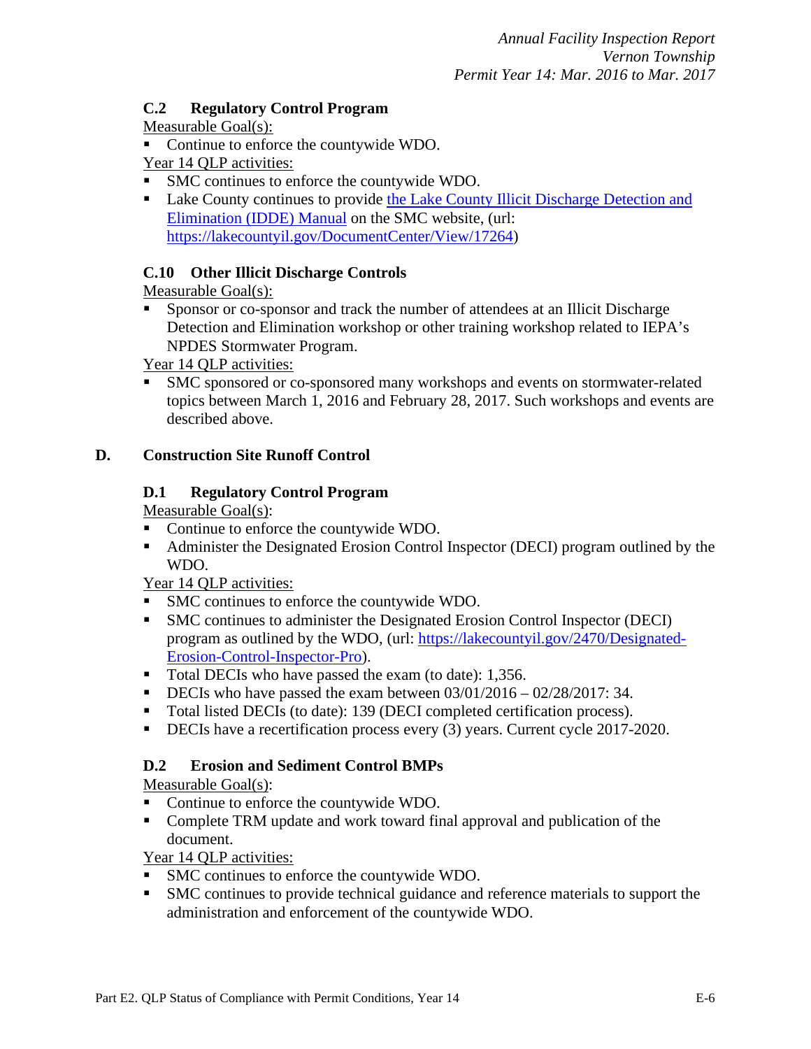### C.2 Regulatory Control Program

Measurable Goal(s):

- Continue to enforce the countywide WDO.

Year 14 QLP activities:

- SMC continues to enforce the countywide WDO.
- Lake County continues to provide [the Lake County Illicit Discharge Detection and Elimination (IDDE) Manual](https://lakecountyil.gov/DocumentCenter/View/17264) on the SMC website, (url: https://lakecountyil.gov/DocumentCenter/View/17264)

### C.10 Other Illicit Discharge Controls

Measurable Goal(s):

- Sponsor or co-sponsor and track the number of attendees at an Illicit Discharge Detection and Elimination workshop or other training workshop related to IEPA's NPDES Stormwater Program.

Year 14 QLP activities:

- SMC sponsored or co-sponsored many workshops and events on stormwater-related topics between March 1, 2016 and February 28, 2017. Such workshops and events are described above.

## D. Construction Site Runoff Control

### D.1 Regulatory Control Program

Measurable Goal(s):

- Continue to enforce the countywide WDO.
- Administer the Designated Erosion Control Inspector (DECI) program outlined by the WDO.

Year 14 QLP activities:

- SMC continues to enforce the countywide WDO.
- SMC continues to administer the Designated Erosion Control Inspector (DECI) program as outlined by the WDO, (url: https://lakecountyil.gov/2470/Designated-Erosion-Control-Inspector-Pro).
- Total DECIs who have passed the exam (to date): 1,356.
- DECIs who have passed the exam between 03/01/2016 – 02/28/2017: 34.
- Total listed DECIs (to date): 139 (DECI completed certification process).
- DECIs have a recertification process every (3) years. Current cycle 2017-2020.

### D.2 Erosion and Sediment Control BMPs

Measurable Goal(s):

- Continue to enforce the countywide WDO.
- Complete TRM update and work toward final approval and publication of the document.

Year 14 QLP activities:

- SMC continues to enforce the countywide WDO.
- SMC continues to provide technical guidance and reference materials to support the administration and enforcement of the countywide WDO.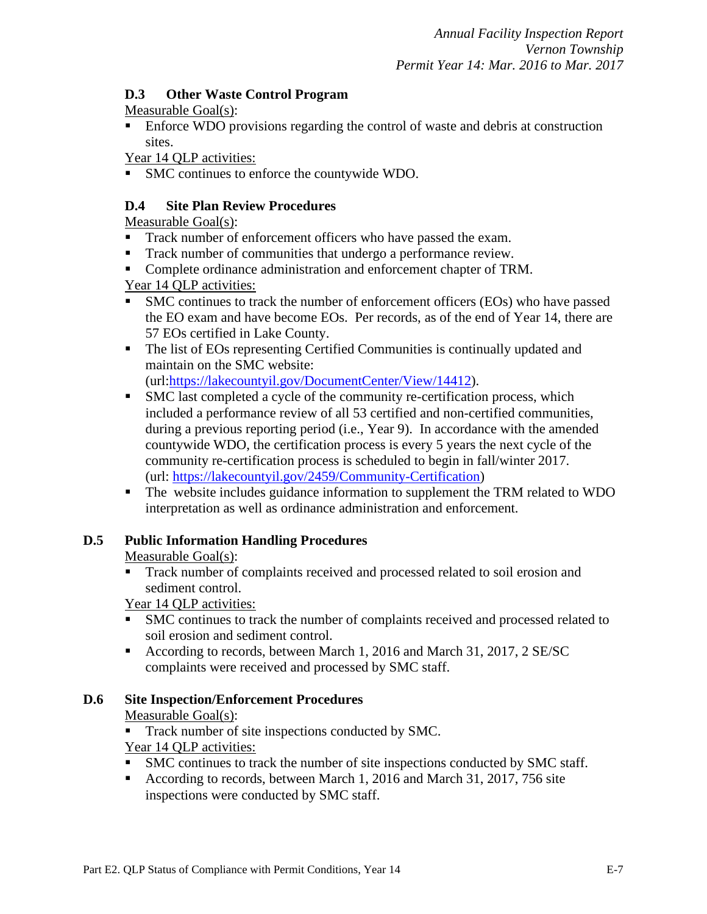### D.3 Other Waste Control Program

Measurable Goal(s):

- Enforce WDO provisions regarding the control of waste and debris at construction sites.

Year 14 QLP activities:

- SMC continues to enforce the countywide WDO.

### D.4 Site Plan Review Procedures

Measurable Goal(s):

- Track number of enforcement officers who have passed the exam.
- Track number of communities that undergo a performance review.
- Complete ordinance administration and enforcement chapter of TRM.

Year 14 QLP activities:

- SMC continues to track the number of enforcement officers (EOs) who have passed the EO exam and have become EOs. Per records, as of the end of Year 14, there are 57 EOs certified in Lake County.
- The list of EOs representing Certified Communities is continually updated and maintain on the SMC website: (url:https://lakecountyil.gov/DocumentCenter/View/14412).
- SMC last completed a cycle of the community re-certification process, which included a performance review of all 53 certified and non-certified communities, during a previous reporting period (i.e., Year 9). In accordance with the amended countywide WDO, the certification process is every 5 years the next cycle of the community re-certification process is scheduled to begin in fall/winter 2017. (url: https://lakecountyil.gov/2459/Community-Certification)
- The website includes guidance information to supplement the TRM related to WDO interpretation as well as ordinance administration and enforcement.

### D.5 Public Information Handling Procedures

Measurable Goal(s):

- Track number of complaints received and processed related to soil erosion and sediment control.

Year 14 QLP activities:

- SMC continues to track the number of complaints received and processed related to soil erosion and sediment control.
- According to records, between March 1, 2016 and March 31, 2017, 2 SE/SC complaints were received and processed by SMC staff.

### D.6 Site Inspection/Enforcement Procedures

Measurable Goal(s):

- Track number of site inspections conducted by SMC.

Year 14 QLP activities:

- SMC continues to track the number of site inspections conducted by SMC staff.
- According to records, between March 1, 2016 and March 31, 2017, 756 site inspections were conducted by SMC staff.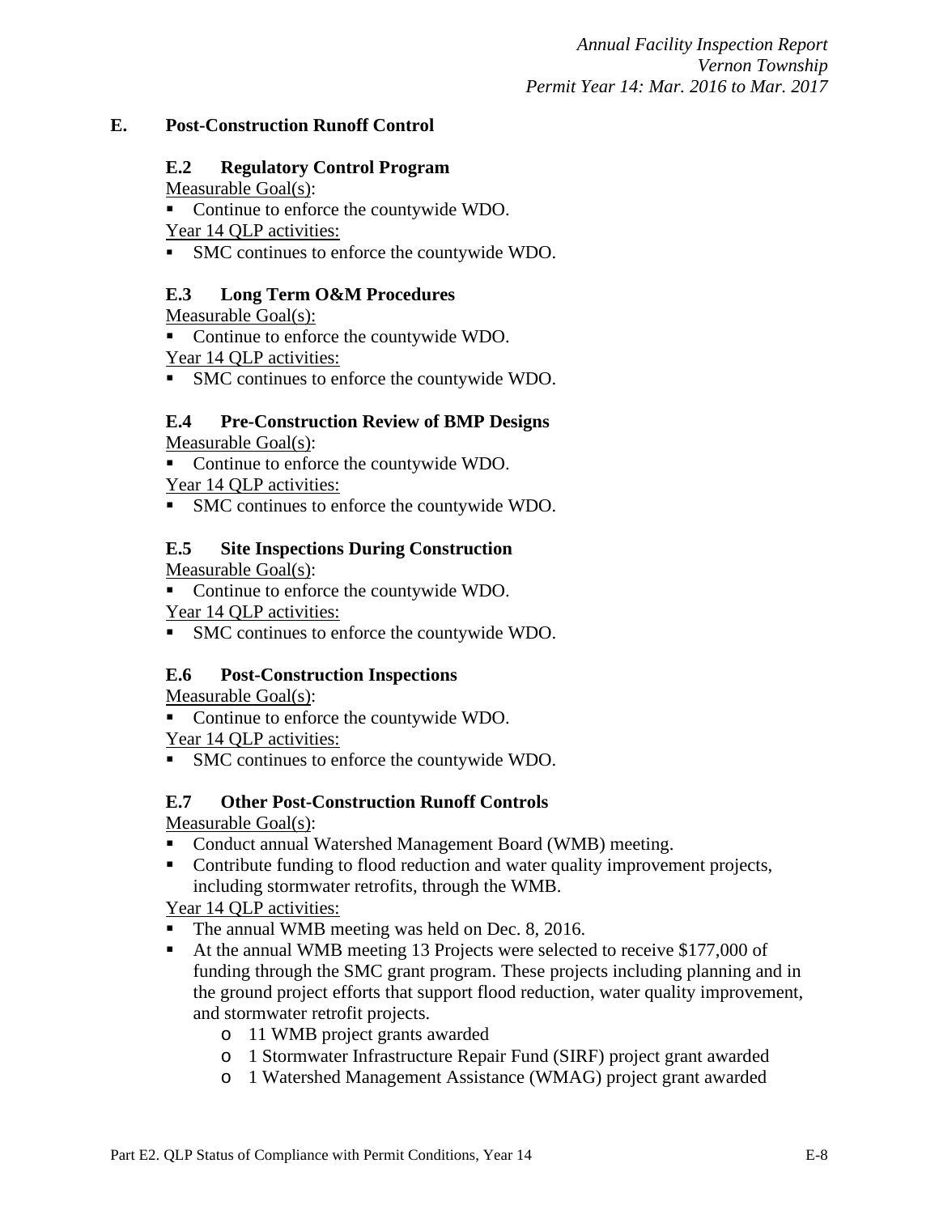## E. Post-Construction Runoff Control

### E.2 Regulatory Control Program

Measurable Goal(s):

- Continue to enforce the countywide WDO.

Year 14 QLP activities:

- SMC continues to enforce the countywide WDO.

### E.3 Long Term O&M Procedures

Measurable Goal(s):

- Continue to enforce the countywide WDO.

Year 14 QLP activities:

- SMC continues to enforce the countywide WDO.

### E.4 Pre-Construction Review of BMP Designs

Measurable Goal(s):

- Continue to enforce the countywide WDO.

Year 14 QLP activities:

- SMC continues to enforce the countywide WDO.

### E.5 Site Inspections During Construction

Measurable Goal(s):

- Continue to enforce the countywide WDO.

Year 14 QLP activities:

- SMC continues to enforce the countywide WDO.

### E.6 Post-Construction Inspections

Measurable Goal(s):

- Continue to enforce the countywide WDO.

Year 14 QLP activities:

- SMC continues to enforce the countywide WDO.

### E.7 Other Post-Construction Runoff Controls

Measurable Goal(s):

- Conduct annual Watershed Management Board (WMB) meeting.
- Contribute funding to flood reduction and water quality improvement projects, including stormwater retrofits, through the WMB.

Year 14 QLP activities:

- The annual WMB meeting was held on Dec. 8, 2016.
- At the annual WMB meeting 13 Projects were selected to receive $177,000 of funding through the SMC grant program. These projects including planning and in the ground project efforts that support flood reduction, water quality improvement, and stormwater retrofit projects.
  - 11 WMB project grants awarded
  - 1 Stormwater Infrastructure Repair Fund (SIRF) project grant awarded
  - 1 Watershed Management Assistance (WMAG) project grant awarded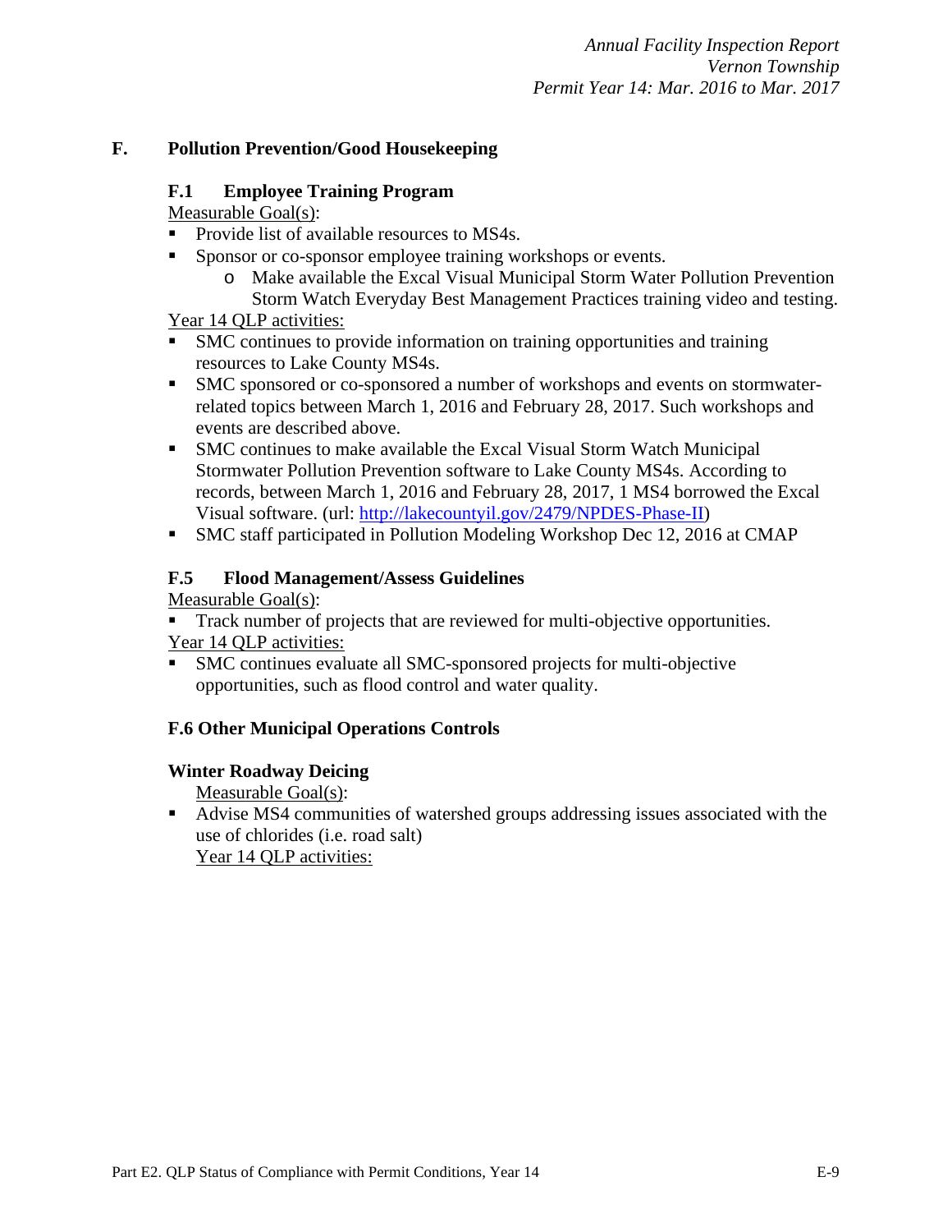## F. Pollution Prevention/Good Housekeeping

### F.1 Employee Training Program

Measurable Goal(s):

- Provide list of available resources to MS4s.
- Sponsor or co-sponsor employee training workshops or events.
  - Make available the Excal Visual Municipal Storm Water Pollution Prevention Storm Watch Everyday Best Management Practices training video and testing.

Year 14 QLP activities:

- SMC continues to provide information on training opportunities and training resources to Lake County MS4s.
- SMC sponsored or co-sponsored a number of workshops and events on stormwater-related topics between March 1, 2016 and February 28, 2017. Such workshops and events are described above.
- SMC continues to make available the Excal Visual Storm Watch Municipal Stormwater Pollution Prevention software to Lake County MS4s. According to records, between March 1, 2016 and February 28, 2017, 1 MS4 borrowed the Excal Visual software. (url: http://lakecountyil.gov/2479/NPDES-Phase-II)
- SMC staff participated in Pollution Modeling Workshop Dec 12, 2016 at CMAP

### F.5 Flood Management/Assess Guidelines

Measurable Goal(s):

- Track number of projects that are reviewed for multi-objective opportunities.

Year 14 QLP activities:

- SMC continues evaluate all SMC-sponsored projects for multi-objective opportunities, such as flood control and water quality.

### F.6 Other Municipal Operations Controls

#### Winter Roadway Deicing

Measurable Goal(s):

- Advise MS4 communities of watershed groups addressing issues associated with the use of chlorides (i.e. road salt)

Year 14 QLP activities: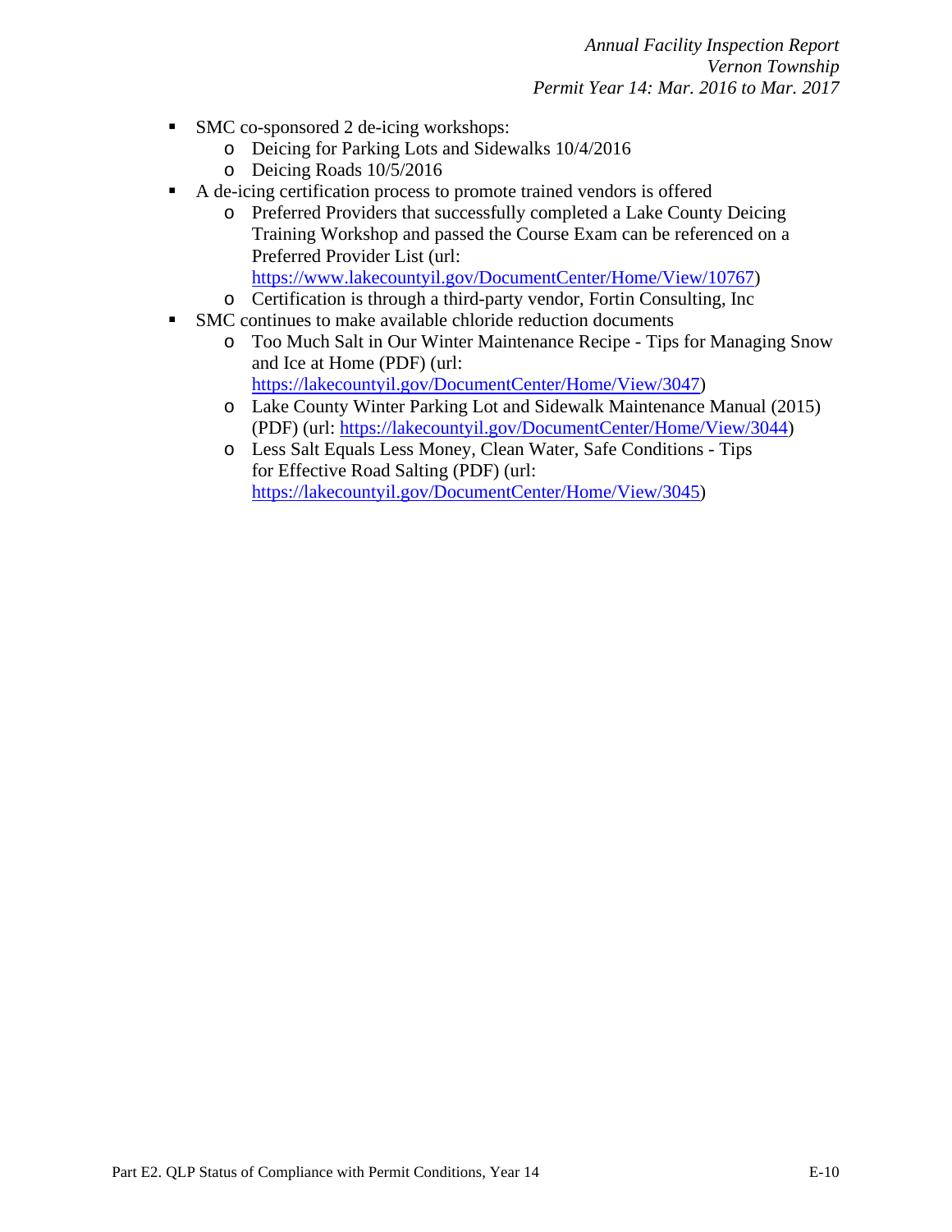- SMC co-sponsored 2 de-icing workshops:
  - Deicing for Parking Lots and Sidewalks 10/4/2016
  - Deicing Roads 10/5/2016
- A de-icing certification process to promote trained vendors is offered
  - Preferred Providers that successfully completed a Lake County Deicing Training Workshop and passed the Course Exam can be referenced on a Preferred Provider List (url: https://www.lakecountyil.gov/DocumentCenter/Home/View/10767)
  - Certification is through a third-party vendor, Fortin Consulting, Inc
- SMC continues to make available chloride reduction documents
  - Too Much Salt in Our Winter Maintenance Recipe - Tips for Managing Snow and Ice at Home (PDF) (url: https://lakecountyil.gov/DocumentCenter/Home/View/3047)
  - Lake County Winter Parking Lot and Sidewalk Maintenance Manual (2015) (PDF) (url: https://lakecountyil.gov/DocumentCenter/Home/View/3044)
  - Less Salt Equals Less Money, Clean Water, Safe Conditions - Tips for Effective Road Salting (PDF) (url: https://lakecountyil.gov/DocumentCenter/Home/View/3045)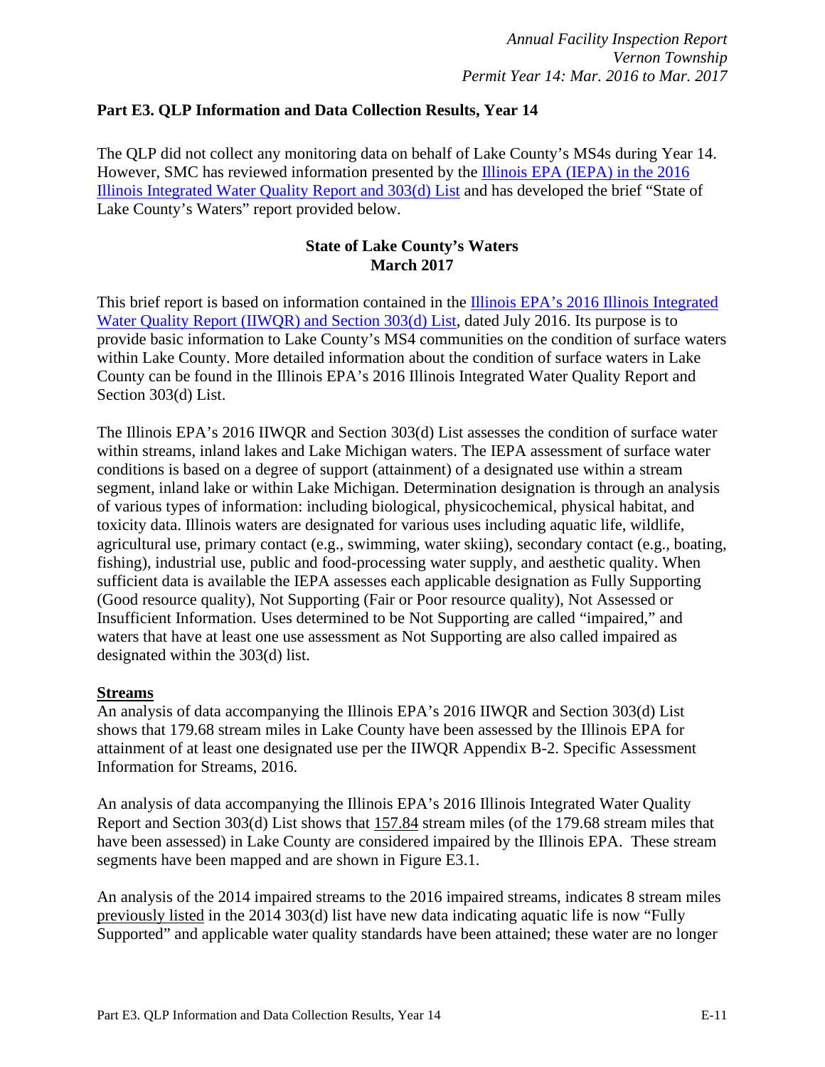## Part E3. QLP Information and Data Collection Results, Year 14

The QLP did not collect any monitoring data on behalf of Lake County's MS4s during Year 14. However, SMC has reviewed information presented by the Illinois EPA (IEPA) in the 2016 Illinois Integrated Water Quality Report and 303(d) List and has developed the brief "State of Lake County's Waters" report provided below.

### State of Lake County's Waters
### March 2017

This brief report is based on information contained in the Illinois EPA's 2016 Illinois Integrated Water Quality Report (IIWQR) and Section 303(d) List, dated July 2016. Its purpose is to provide basic information to Lake County's MS4 communities on the condition of surface waters within Lake County. More detailed information about the condition of surface waters in Lake County can be found in the Illinois EPA's 2016 Illinois Integrated Water Quality Report and Section 303(d) List.

The Illinois EPA's 2016 IIWQR and Section 303(d) List assesses the condition of surface water within streams, inland lakes and Lake Michigan waters. The IEPA assessment of surface water conditions is based on a degree of support (attainment) of a designated use within a stream segment, inland lake or within Lake Michigan. Determination designation is through an analysis of various types of information: including biological, physicochemical, physical habitat, and toxicity data. Illinois waters are designated for various uses including aquatic life, wildlife, agricultural use, primary contact (e.g., swimming, water skiing), secondary contact (e.g., boating, fishing), industrial use, public and food-processing water supply, and aesthetic quality. When sufficient data is available the IEPA assesses each applicable designation as Fully Supporting (Good resource quality), Not Supporting (Fair or Poor resource quality), Not Assessed or Insufficient Information. Uses determined to be Not Supporting are called "impaired," and waters that have at least one use assessment as Not Supporting are also called impaired as designated within the 303(d) list.

**Streams**

An analysis of data accompanying the Illinois EPA's 2016 IIWQR and Section 303(d) List shows that 179.68 stream miles in Lake County have been assessed by the Illinois EPA for attainment of at least one designated use per the IIWQR Appendix B-2. Specific Assessment Information for Streams, 2016.

An analysis of data accompanying the Illinois EPA's 2016 Illinois Integrated Water Quality Report and Section 303(d) List shows that 157.84 stream miles (of the 179.68 stream miles that have been assessed) in Lake County are considered impaired by the Illinois EPA. These stream segments have been mapped and are shown in Figure E3.1.

An analysis of the 2014 impaired streams to the 2016 impaired streams, indicates 8 stream miles previously listed in the 2014 303(d) list have new data indicating aquatic life is now "Fully Supported" and applicable water quality standards have been attained; these water are no longer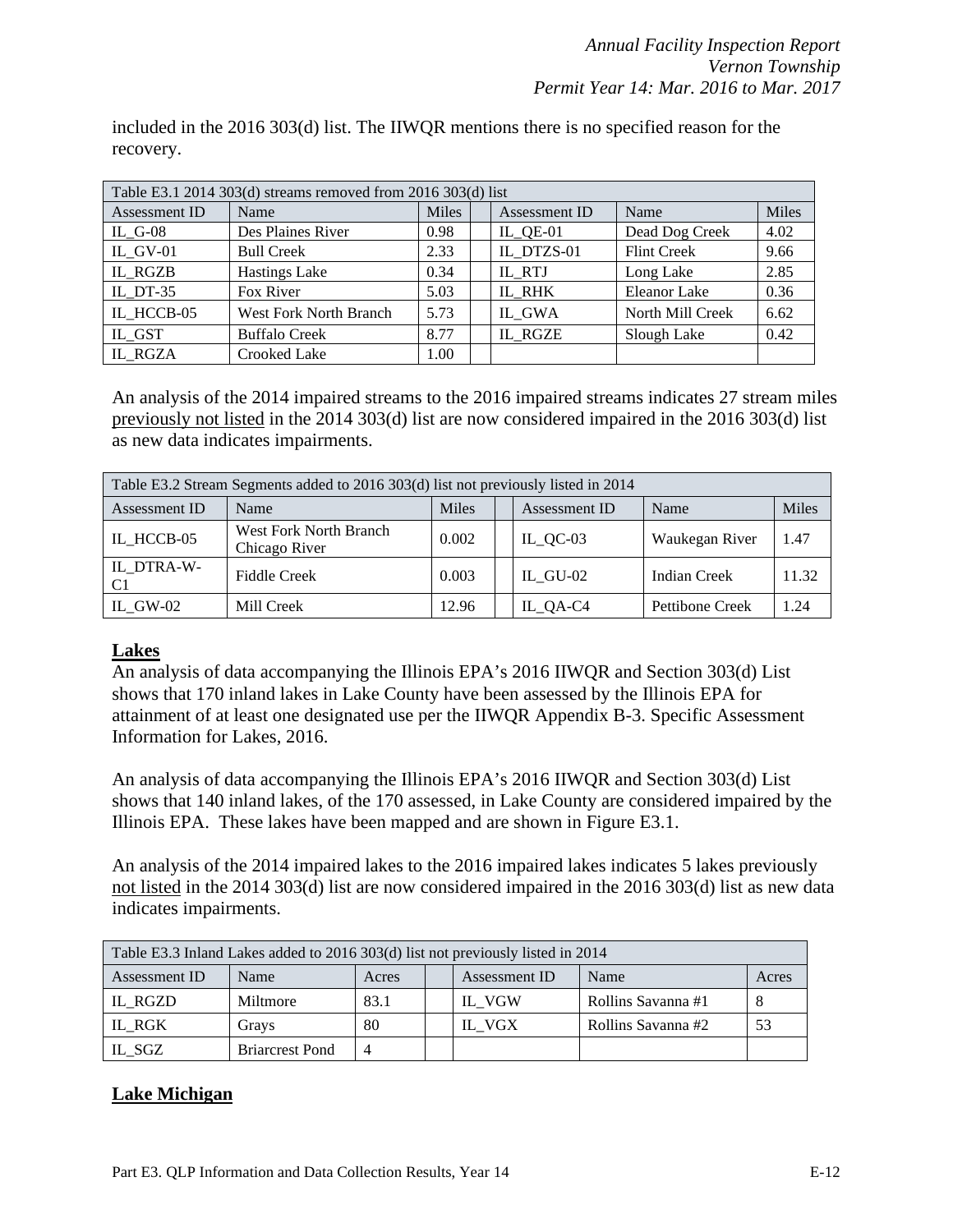included in the 2016 303(d) list. The IIWQR mentions there is no specified reason for the recovery.

| Table E3.1 2014 303(d) streams removed from 2016 303(d) list | | | | | | |
|---|---|---|---|---|---|---|
| Assessment ID | Name | Miles | | Assessment ID | Name | Miles |
| IL_G-08 | Des Plaines River | 0.98 | | IL_QE-01 | Dead Dog Creek | 4.02 |
| IL_GV-01 | Bull Creek | 2.33 | | IL_DTZS-01 | Flint Creek | 9.66 |
| IL_RGZB | Hastings Lake | 0.34 | | IL_RTJ | Long Lake | 2.85 |
| IL_DT-35 | Fox River | 5.03 | | IL_RHK | Eleanor Lake | 0.36 |
| IL_HCCB-05 | West Fork North Branch | 5.73 | | IL_GWA | North Mill Creek | 6.62 |
| IL_GST | Buffalo Creek | 8.77 | | IL_RGZE | Slough Lake | 0.42 |
| IL_RGZA | Crooked Lake | 1.00 | | | | |

An analysis of the 2014 impaired streams to the 2016 impaired streams indicates 27 stream miles previously not listed in the 2014 303(d) list are now considered impaired in the 2016 303(d) list as new data indicates impairments.

| Table E3.2 Stream Segments added to 2016 303(d) list not previously listed in 2014 | | | | | | |
|---|---|---|---|---|---|---|
| Assessment ID | Name | Miles | | Assessment ID | Name | Miles |
| IL_HCCB-05 | West Fork North Branch Chicago River | 0.002 | | IL_QC-03 | Waukegan River | 1.47 |
| IL_DTRA-W-C1 | Fiddle Creek | 0.003 | | IL_GU-02 | Indian Creek | 11.32 |
| IL_GW-02 | Mill Creek | 12.96 | | IL_QA-C4 | Pettibone Creek | 1.24 |

## Lakes

An analysis of data accompanying the Illinois EPA's 2016 IIWQR and Section 303(d) List shows that 170 inland lakes in Lake County have been assessed by the Illinois EPA for attainment of at least one designated use per the IIWQR Appendix B-3. Specific Assessment Information for Lakes, 2016.

An analysis of data accompanying the Illinois EPA's 2016 IIWQR and Section 303(d) List shows that 140 inland lakes, of the 170 assessed, in Lake County are considered impaired by the Illinois EPA. These lakes have been mapped and are shown in Figure E3.1.

An analysis of the 2014 impaired lakes to the 2016 impaired lakes indicates 5 lakes previously not listed in the 2014 303(d) list are now considered impaired in the 2016 303(d) list as new data indicates impairments.

| Table E3.3 Inland Lakes added to 2016 303(d) list not previously listed in 2014 | | | | | | |
|---|---|---|---|---|---|---|
| Assessment ID | Name | Acres | | Assessment ID | Name | Acres |
| IL_RGZD | Miltmore | 83.1 | | IL_VGW | Rollins Savanna #1 | 8 |
| IL_RGK | Grays | 80 | | IL_VGX | Rollins Savanna #2 | 53 |
| IL_SGZ | Briarcrest Pond | 4 | | | | |

## Lake Michigan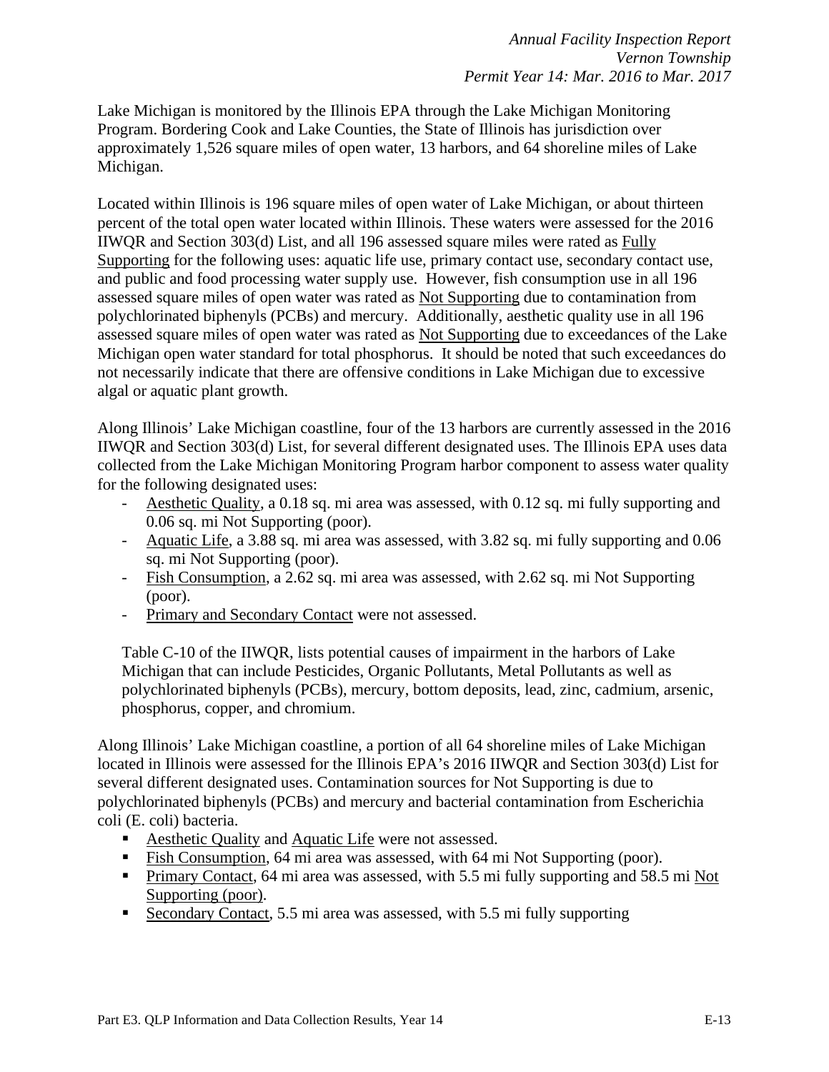Lake Michigan is monitored by the Illinois EPA through the Lake Michigan Monitoring Program. Bordering Cook and Lake Counties, the State of Illinois has jurisdiction over approximately 1,526 square miles of open water, 13 harbors, and 64 shoreline miles of Lake Michigan.

Located within Illinois is 196 square miles of open water of Lake Michigan, or about thirteen percent of the total open water located within Illinois. These waters were assessed for the 2016 IIWQR and Section 303(d) List, and all 196 assessed square miles were rated as <u>Fully Supporting</u> for the following uses: aquatic life use, primary contact use, secondary contact use, and public and food processing water supply use. However, fish consumption use in all 196 assessed square miles of open water was rated as <u>Not Supporting</u> due to contamination from polychlorinated biphenyls (PCBs) and mercury. Additionally, aesthetic quality use in all 196 assessed square miles of open water was rated as <u>Not Supporting</u> due to exceedances of the Lake Michigan open water standard for total phosphorus. It should be noted that such exceedances do not necessarily indicate that there are offensive conditions in Lake Michigan due to excessive algal or aquatic plant growth.

Along Illinois' Lake Michigan coastline, four of the 13 harbors are currently assessed in the 2016 IIWQR and Section 303(d) List, for several different designated uses. The Illinois EPA uses data collected from the Lake Michigan Monitoring Program harbor component to assess water quality for the following designated uses:

- <u>Aesthetic Quality</u>, a 0.18 sq. mi area was assessed, with 0.12 sq. mi fully supporting and 0.06 sq. mi Not Supporting (poor).
- <u>Aquatic Life</u>, a 3.88 sq. mi area was assessed, with 3.82 sq. mi fully supporting and 0.06 sq. mi Not Supporting (poor).
- <u>Fish Consumption</u>, a 2.62 sq. mi area was assessed, with 2.62 sq. mi Not Supporting (poor).
- <u>Primary and Secondary Contact</u> were not assessed.

Table C-10 of the IIWQR, lists potential causes of impairment in the harbors of Lake Michigan that can include Pesticides, Organic Pollutants, Metal Pollutants as well as polychlorinated biphenyls (PCBs), mercury, bottom deposits, lead, zinc, cadmium, arsenic, phosphorus, copper, and chromium.

Along Illinois' Lake Michigan coastline, a portion of all 64 shoreline miles of Lake Michigan located in Illinois were assessed for the Illinois EPA's 2016 IIWQR and Section 303(d) List for several different designated uses. Contamination sources for Not Supporting is due to polychlorinated biphenyls (PCBs) and mercury and bacterial contamination from Escherichia coli (E. coli) bacteria.

- <u>Aesthetic Quality</u> and <u>Aquatic Life</u> were not assessed.
- <u>Fish Consumption</u>, 64 mi area was assessed, with 64 mi Not Supporting (poor).
- <u>Primary Contact</u>, 64 mi area was assessed, with 5.5 mi fully supporting and 58.5 mi <u>Not Supporting (poor)</u>.
- <u>Secondary Contact</u>, 5.5 mi area was assessed, with 5.5 mi fully supporting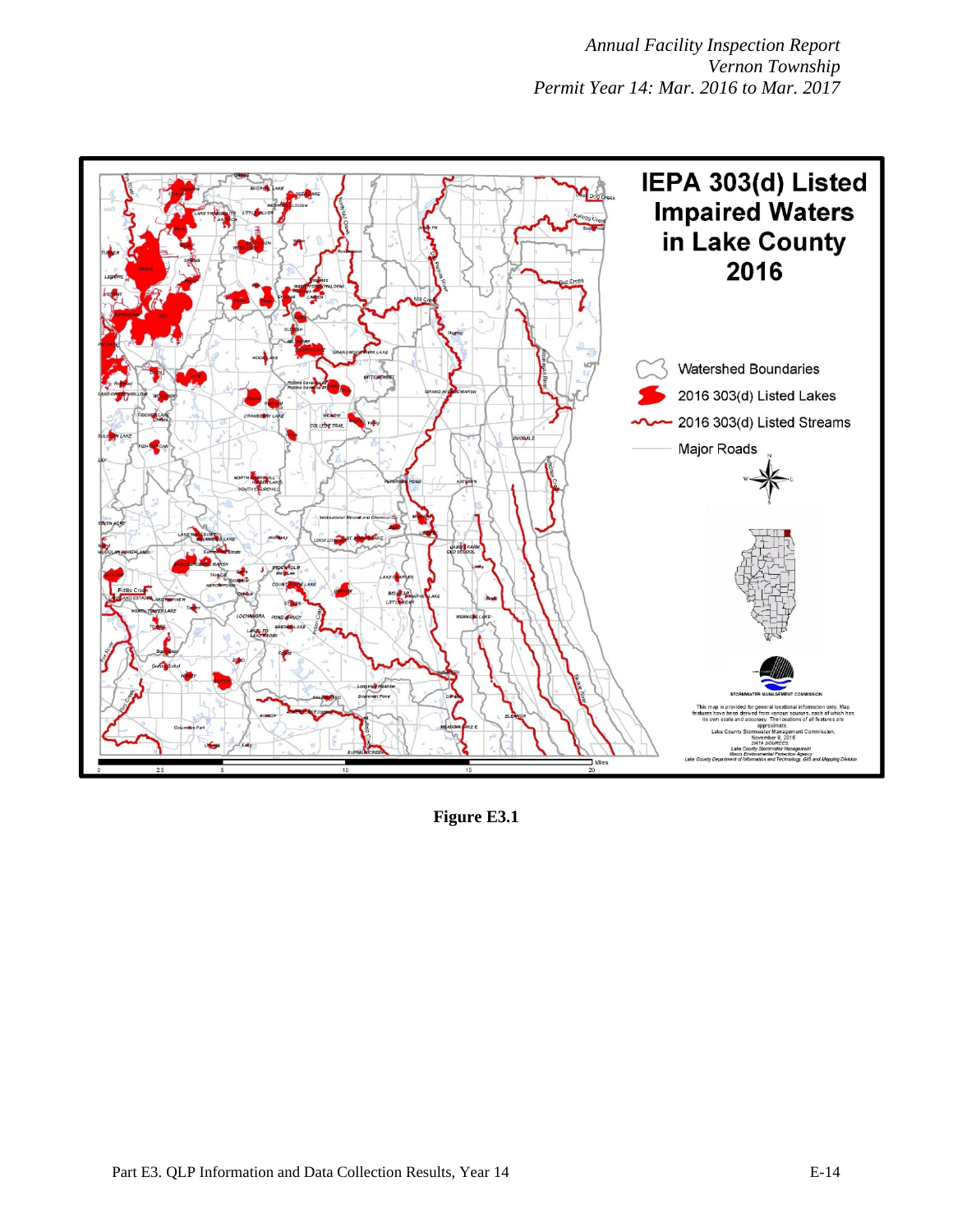**Figure E3.1**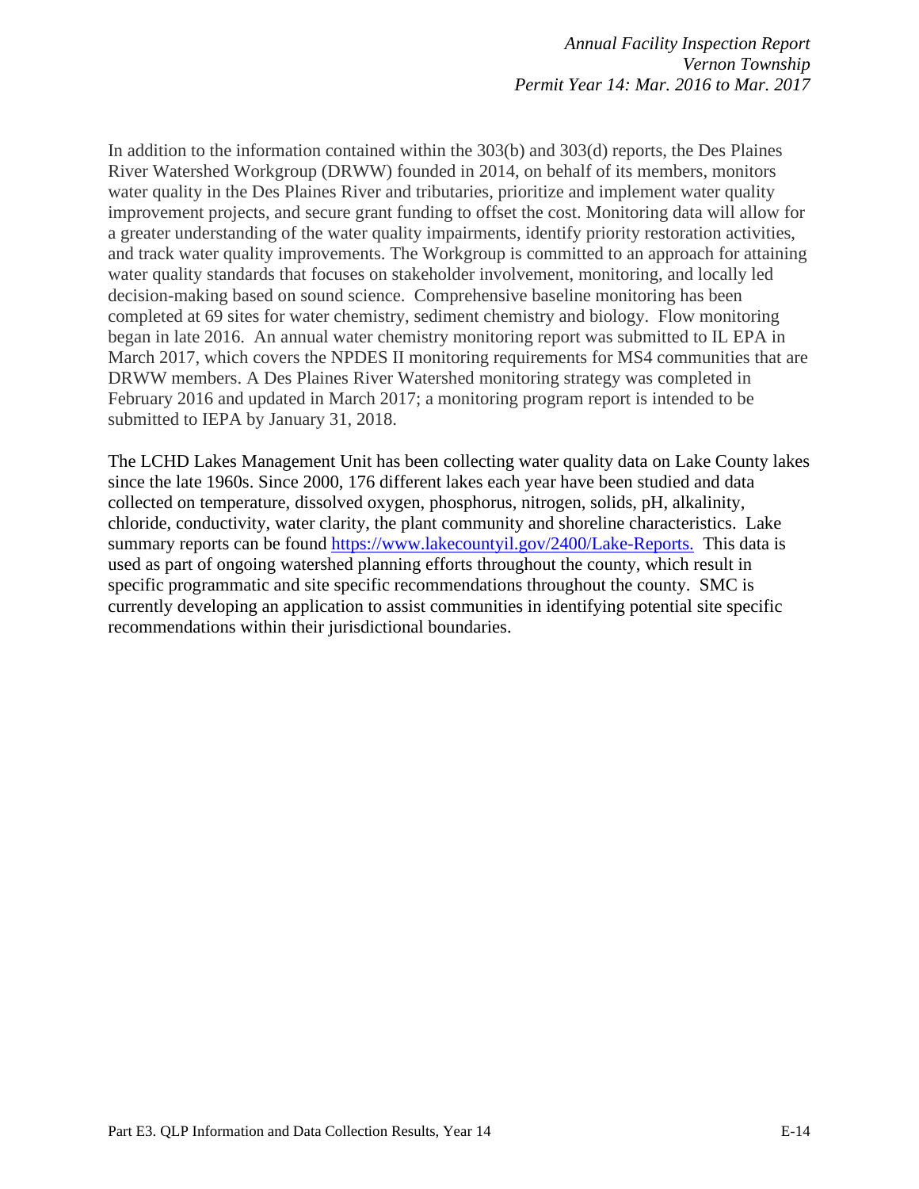In addition to the information contained within the 303(b) and 303(d) reports, the Des Plaines River Watershed Workgroup (DRWW) founded in 2014, on behalf of its members, monitors water quality in the Des Plaines River and tributaries, prioritize and implement water quality improvement projects, and secure grant funding to offset the cost. Monitoring data will allow for a greater understanding of the water quality impairments, identify priority restoration activities, and track water quality improvements. The Workgroup is committed to an approach for attaining water quality standards that focuses on stakeholder involvement, monitoring, and locally led decision-making based on sound science. Comprehensive baseline monitoring has been completed at 69 sites for water chemistry, sediment chemistry and biology. Flow monitoring began in late 2016. An annual water chemistry monitoring report was submitted to IL EPA in March 2017, which covers the NPDES II monitoring requirements for MS4 communities that are DRWW members. A Des Plaines River Watershed monitoring strategy was completed in February 2016 and updated in March 2017; a monitoring program report is intended to be submitted to IEPA by January 31, 2018.

The LCHD Lakes Management Unit has been collecting water quality data on Lake County lakes since the late 1960s. Since 2000, 176 different lakes each year have been studied and data collected on temperature, dissolved oxygen, phosphorus, nitrogen, solids, pH, alkalinity, chloride, conductivity, water clarity, the plant community and shoreline characteristics. Lake summary reports can be found [https://www.lakecountyil.gov/2400/Lake-Reports.](https://www.lakecountyil.gov/2400/Lake-Reports) This data is used as part of ongoing watershed planning efforts throughout the county, which result in specific programmatic and site specific recommendations throughout the county. SMC is currently developing an application to assist communities in identifying potential site specific recommendations within their jurisdictional boundaries.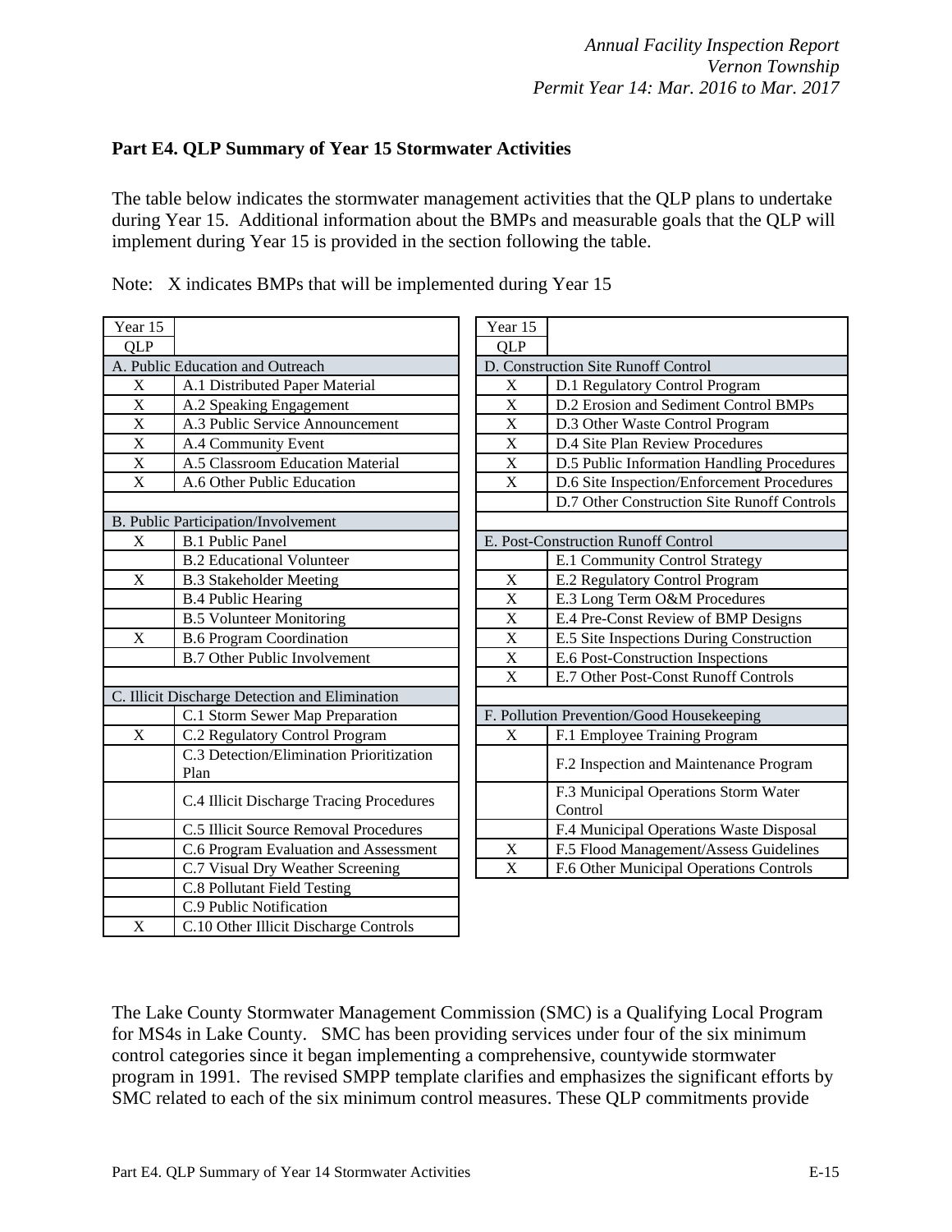## Part E4. QLP Summary of Year 15 Stormwater Activities

The table below indicates the stormwater management activities that the QLP plans to undertake during Year 15. Additional information about the BMPs and measurable goals that the QLP will implement during Year 15 is provided in the section following the table.

Note: X indicates BMPs that will be implemented during Year 15

| Year 15 QLP | |
|---|---|
| **A. Public Education and Outreach** | |
| X | A.1 Distributed Paper Material |
| X | A.2 Speaking Engagement |
| X | A.3 Public Service Announcement |
| X | A.4 Community Event |
| X | A.5 Classroom Education Material |
| X | A.6 Other Public Education |
| **B. Public Participation/Involvement** | |
| X | B.1 Public Panel |
| | B.2 Educational Volunteer |
| X | B.3 Stakeholder Meeting |
| | B.4 Public Hearing |
| | B.5 Volunteer Monitoring |
| X | B.6 Program Coordination |
| | B.7 Other Public Involvement |
| **C. Illicit Discharge Detection and Elimination** | |
| | C.1 Storm Sewer Map Preparation |
| X | C.2 Regulatory Control Program |
| | C.3 Detection/Elimination Prioritization Plan |
| | C.4 Illicit Discharge Tracing Procedures |
| | C.5 Illicit Source Removal Procedures |
| | C.6 Program Evaluation and Assessment |
| | C.7 Visual Dry Weather Screening |
| | C.8 Pollutant Field Testing |
| | C.9 Public Notification |
| X | C.10 Other Illicit Discharge Controls |

| Year 15 QLP | |
|---|---|
| **D. Construction Site Runoff Control** | |
| X | D.1 Regulatory Control Program |
| X | D.2 Erosion and Sediment Control BMPs |
| X | D.3 Other Waste Control Program |
| X | D.4 Site Plan Review Procedures |
| X | D.5 Public Information Handling Procedures |
| X | D.6 Site Inspection/Enforcement Procedures |
| | D.7 Other Construction Site Runoff Controls |
| **E. Post-Construction Runoff Control** | |
| | E.1 Community Control Strategy |
| X | E.2 Regulatory Control Program |
| X | E.3 Long Term O&M Procedures |
| X | E.4 Pre-Const Review of BMP Designs |
| X | E.5 Site Inspections During Construction |
| X | E.6 Post-Construction Inspections |
| X | E.7 Other Post-Const Runoff Controls |
| **F. Pollution Prevention/Good Housekeeping** | |
| X | F.1 Employee Training Program |
| | F.2 Inspection and Maintenance Program |
| | F.3 Municipal Operations Storm Water Control |
| | F.4 Municipal Operations Waste Disposal |
| X | F.5 Flood Management/Assess Guidelines |
| X | F.6 Other Municipal Operations Controls |

The Lake County Stormwater Management Commission (SMC) is a Qualifying Local Program for MS4s in Lake County. SMC has been providing services under four of the six minimum control categories since it began implementing a comprehensive, countywide stormwater program in 1991. The revised SMPP template clarifies and emphasizes the significant efforts by SMC related to each of the six minimum control measures. These QLP commitments provide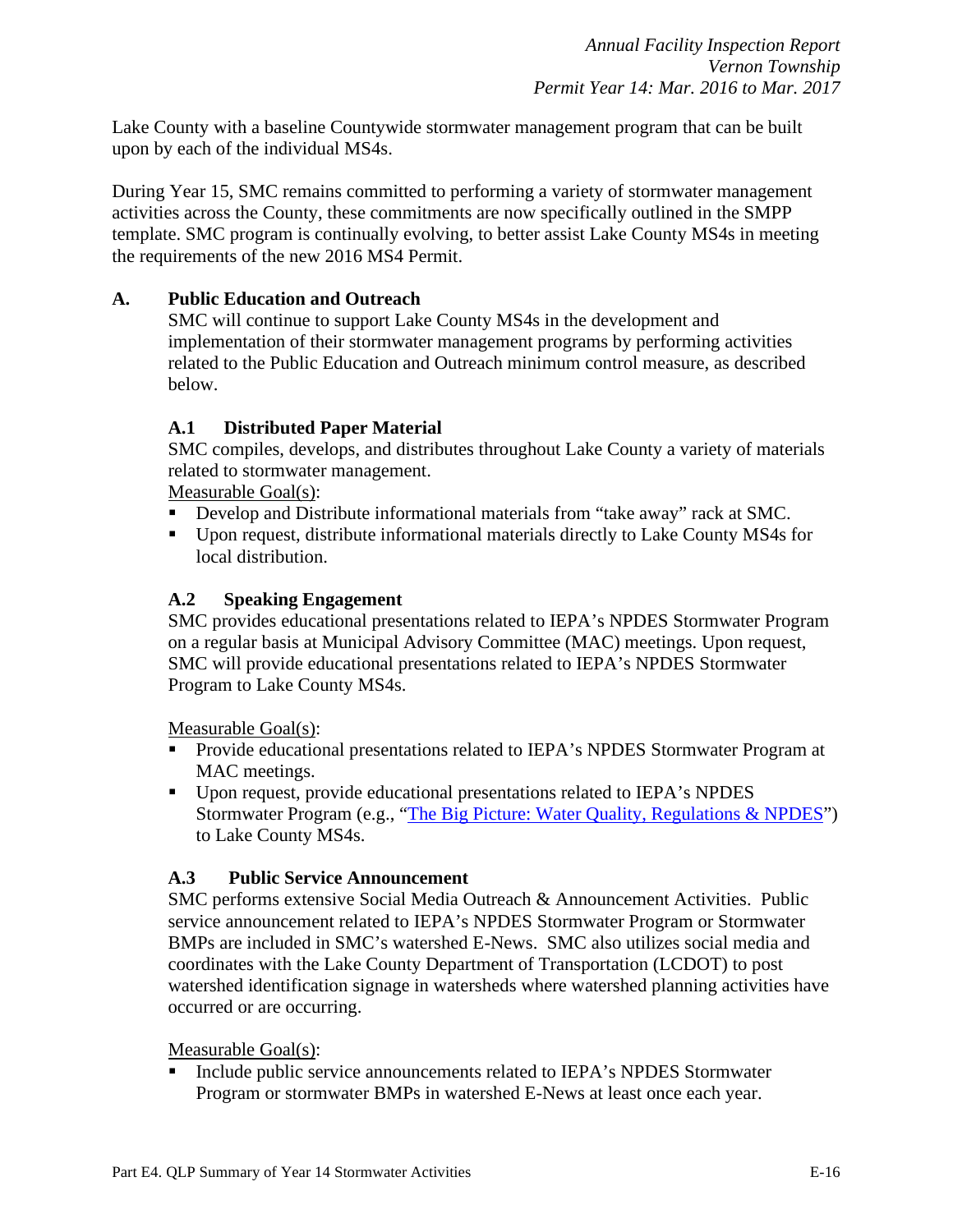Lake County with a baseline Countywide stormwater management program that can be built upon by each of the individual MS4s.

During Year 15, SMC remains committed to performing a variety of stormwater management activities across the County, these commitments are now specifically outlined in the SMPP template. SMC program is continually evolving, to better assist Lake County MS4s in meeting the requirements of the new 2016 MS4 Permit.

## A. Public Education and Outreach

SMC will continue to support Lake County MS4s in the development and implementation of their stormwater management programs by performing activities related to the Public Education and Outreach minimum control measure, as described below.

### A.1 Distributed Paper Material

SMC compiles, develops, and distributes throughout Lake County a variety of materials related to stormwater management.

Measurable Goal(s):

- Develop and Distribute informational materials from "take away" rack at SMC.
- Upon request, distribute informational materials directly to Lake County MS4s for local distribution.

### A.2 Speaking Engagement

SMC provides educational presentations related to IEPA's NPDES Stormwater Program on a regular basis at Municipal Advisory Committee (MAC) meetings. Upon request, SMC will provide educational presentations related to IEPA's NPDES Stormwater Program to Lake County MS4s.

Measurable Goal(s):

- Provide educational presentations related to IEPA's NPDES Stormwater Program at MAC meetings.
- Upon request, provide educational presentations related to IEPA's NPDES Stormwater Program (e.g., "The Big Picture: Water Quality, Regulations & NPDES") to Lake County MS4s.

### A.3 Public Service Announcement

SMC performs extensive Social Media Outreach & Announcement Activities. Public service announcement related to IEPA's NPDES Stormwater Program or Stormwater BMPs are included in SMC's watershed E-News. SMC also utilizes social media and coordinates with the Lake County Department of Transportation (LCDOT) to post watershed identification signage in watersheds where watershed planning activities have occurred or are occurring.

Measurable Goal(s):

- Include public service announcements related to IEPA's NPDES Stormwater Program or stormwater BMPs in watershed E-News at least once each year.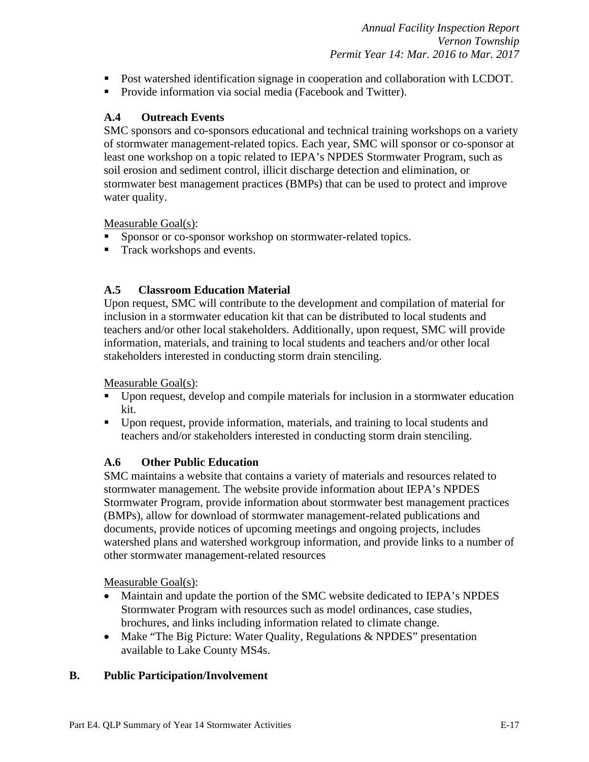- Post watershed identification signage in cooperation and collaboration with LCDOT.
- Provide information via social media (Facebook and Twitter).

### A.4 Outreach Events

SMC sponsors and co-sponsors educational and technical training workshops on a variety of stormwater management-related topics. Each year, SMC will sponsor or co-sponsor at least one workshop on a topic related to IEPA's NPDES Stormwater Program, such as soil erosion and sediment control, illicit discharge detection and elimination, or stormwater best management practices (BMPs) that can be used to protect and improve water quality.

Measurable Goal(s):

- Sponsor or co-sponsor workshop on stormwater-related topics.
- Track workshops and events.

### A.5 Classroom Education Material

Upon request, SMC will contribute to the development and compilation of material for inclusion in a stormwater education kit that can be distributed to local students and teachers and/or other local stakeholders. Additionally, upon request, SMC will provide information, materials, and training to local students and teachers and/or other local stakeholders interested in conducting storm drain stenciling.

Measurable Goal(s):

- Upon request, develop and compile materials for inclusion in a stormwater education kit.
- Upon request, provide information, materials, and training to local students and teachers and/or stakeholders interested in conducting storm drain stenciling.

### A.6 Other Public Education

SMC maintains a website that contains a variety of materials and resources related to stormwater management. The website provide information about IEPA's NPDES Stormwater Program, provide information about stormwater best management practices (BMPs), allow for download of stormwater management-related publications and documents, provide notices of upcoming meetings and ongoing projects, includes watershed plans and watershed workgroup information, and provide links to a number of other stormwater management-related resources

Measurable Goal(s):

- Maintain and update the portion of the SMC website dedicated to IEPA's NPDES Stormwater Program with resources such as model ordinances, case studies, brochures, and links including information related to climate change.
- Make "The Big Picture: Water Quality, Regulations & NPDES" presentation available to Lake County MS4s.

## B. Public Participation/Involvement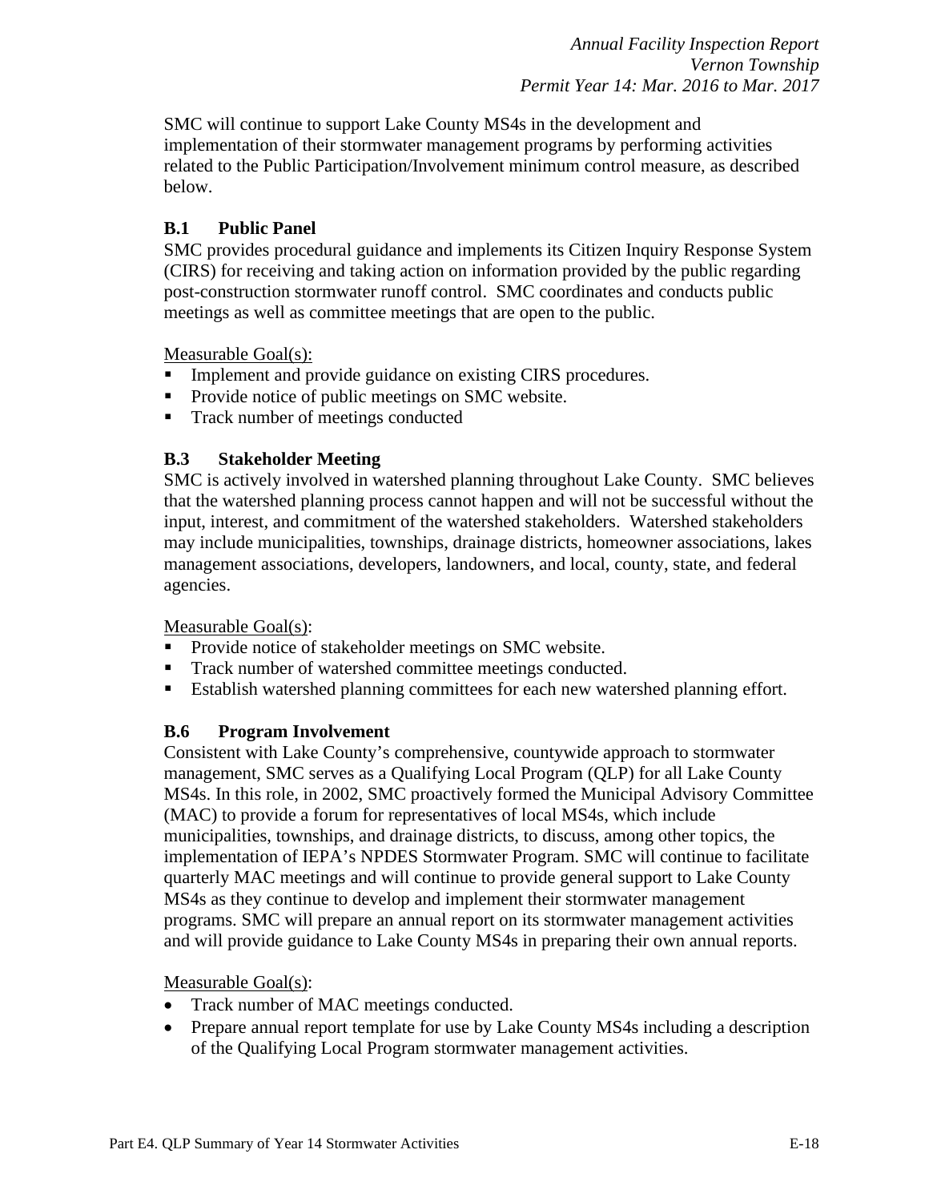SMC will continue to support Lake County MS4s in the development and implementation of their stormwater management programs by performing activities related to the Public Participation/Involvement minimum control measure, as described below.

### B.1 Public Panel

SMC provides procedural guidance and implements its Citizen Inquiry Response System (CIRS) for receiving and taking action on information provided by the public regarding post-construction stormwater runoff control. SMC coordinates and conducts public meetings as well as committee meetings that are open to the public.

Measurable Goal(s):

- Implement and provide guidance on existing CIRS procedures.
- Provide notice of public meetings on SMC website.
- Track number of meetings conducted

### B.3 Stakeholder Meeting

SMC is actively involved in watershed planning throughout Lake County. SMC believes that the watershed planning process cannot happen and will not be successful without the input, interest, and commitment of the watershed stakeholders. Watershed stakeholders may include municipalities, townships, drainage districts, homeowner associations, lakes management associations, developers, landowners, and local, county, state, and federal agencies.

Measurable Goal(s):

- Provide notice of stakeholder meetings on SMC website.
- Track number of watershed committee meetings conducted.
- Establish watershed planning committees for each new watershed planning effort.

### B.6 Program Involvement

Consistent with Lake County's comprehensive, countywide approach to stormwater management, SMC serves as a Qualifying Local Program (QLP) for all Lake County MS4s. In this role, in 2002, SMC proactively formed the Municipal Advisory Committee (MAC) to provide a forum for representatives of local MS4s, which include municipalities, townships, and drainage districts, to discuss, among other topics, the implementation of IEPA's NPDES Stormwater Program. SMC will continue to facilitate quarterly MAC meetings and will continue to provide general support to Lake County MS4s as they continue to develop and implement their stormwater management programs. SMC will prepare an annual report on its stormwater management activities and will provide guidance to Lake County MS4s in preparing their own annual reports.

Measurable Goal(s):

- Track number of MAC meetings conducted.
- Prepare annual report template for use by Lake County MS4s including a description of the Qualifying Local Program stormwater management activities.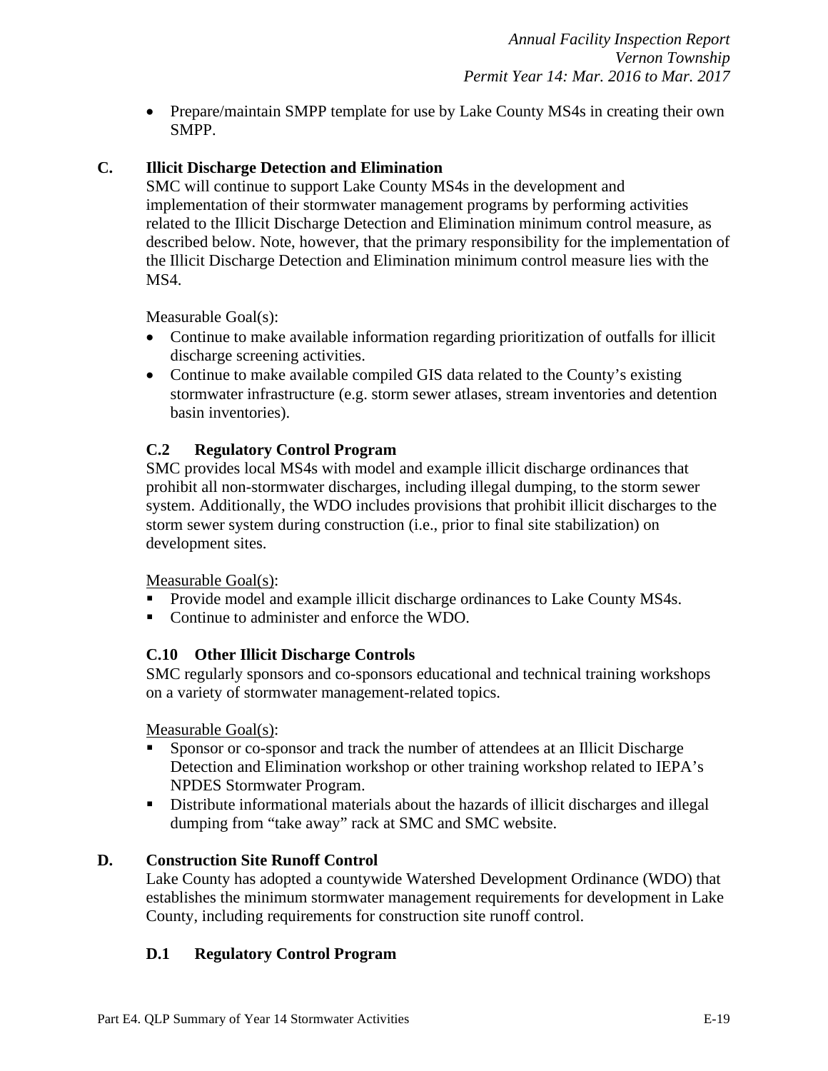- Prepare/maintain SMPP template for use by Lake County MS4s in creating their own SMPP.

## C. Illicit Discharge Detection and Elimination

SMC will continue to support Lake County MS4s in the development and implementation of their stormwater management programs by performing activities related to the Illicit Discharge Detection and Elimination minimum control measure, as described below. Note, however, that the primary responsibility for the implementation of the Illicit Discharge Detection and Elimination minimum control measure lies with the MS4.

Measurable Goal(s):

- Continue to make available information regarding prioritization of outfalls for illicit discharge screening activities.
- Continue to make available compiled GIS data related to the County's existing stormwater infrastructure (e.g. storm sewer atlases, stream inventories and detention basin inventories).

### C.2 Regulatory Control Program

SMC provides local MS4s with model and example illicit discharge ordinances that prohibit all non-stormwater discharges, including illegal dumping, to the storm sewer system. Additionally, the WDO includes provisions that prohibit illicit discharges to the storm sewer system during construction (i.e., prior to final site stabilization) on development sites.

Measurable Goal(s):

- Provide model and example illicit discharge ordinances to Lake County MS4s.
- Continue to administer and enforce the WDO.

### C.10 Other Illicit Discharge Controls

SMC regularly sponsors and co-sponsors educational and technical training workshops on a variety of stormwater management-related topics.

Measurable Goal(s):

- Sponsor or co-sponsor and track the number of attendees at an Illicit Discharge Detection and Elimination workshop or other training workshop related to IEPA's NPDES Stormwater Program.
- Distribute informational materials about the hazards of illicit discharges and illegal dumping from "take away" rack at SMC and SMC website.

## D. Construction Site Runoff Control

Lake County has adopted a countywide Watershed Development Ordinance (WDO) that establishes the minimum stormwater management requirements for development in Lake County, including requirements for construction site runoff control.

### D.1 Regulatory Control Program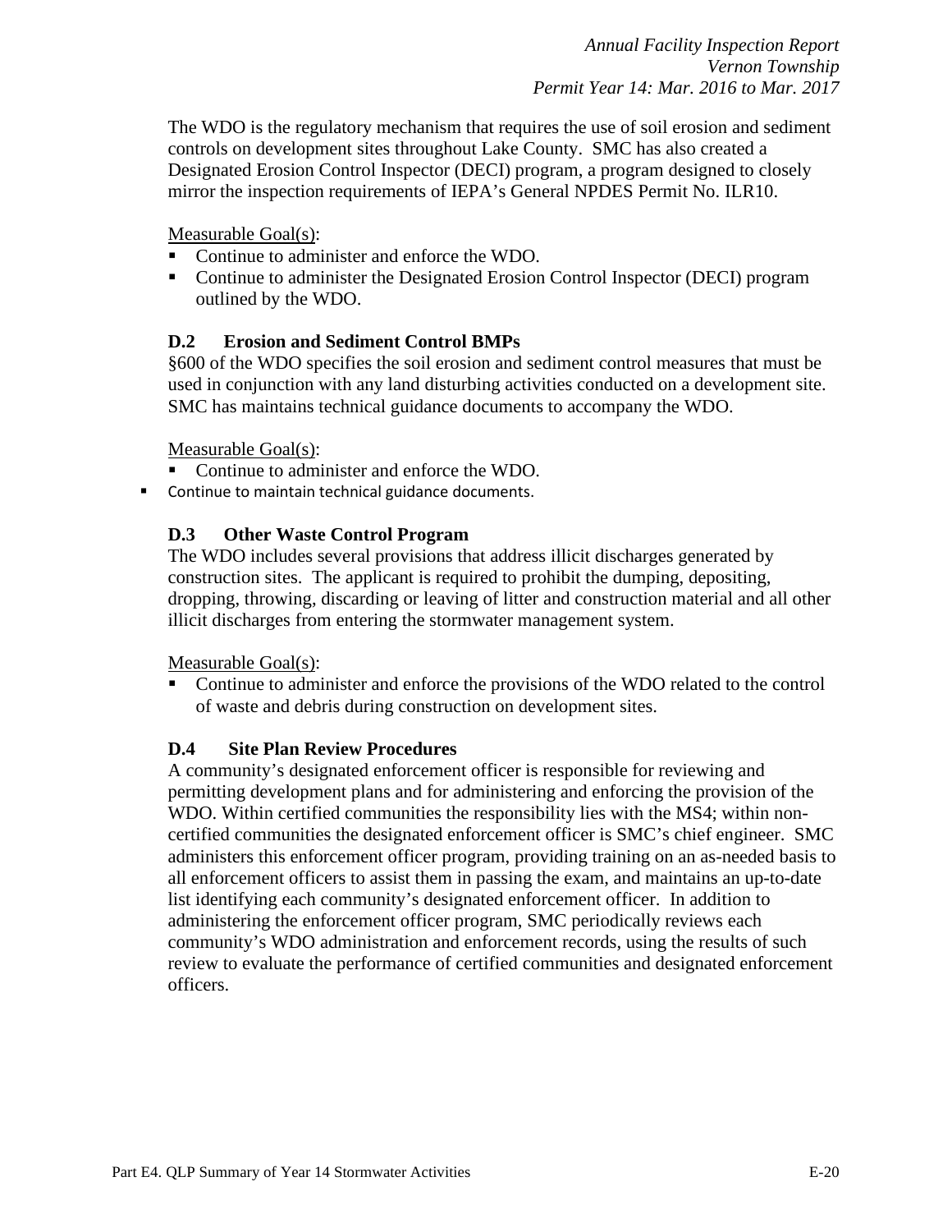The WDO is the regulatory mechanism that requires the use of soil erosion and sediment controls on development sites throughout Lake County. SMC has also created a Designated Erosion Control Inspector (DECI) program, a program designed to closely mirror the inspection requirements of IEPA's General NPDES Permit No. ILR10.

Measurable Goal(s):

- Continue to administer and enforce the WDO.
- Continue to administer the Designated Erosion Control Inspector (DECI) program outlined by the WDO.

### D.2 Erosion and Sediment Control BMPs

§600 of the WDO specifies the soil erosion and sediment control measures that must be used in conjunction with any land disturbing activities conducted on a development site. SMC has maintains technical guidance documents to accompany the WDO.

Measurable Goal(s):

- Continue to administer and enforce the WDO.
- Continue to maintain technical guidance documents.

### D.3 Other Waste Control Program

The WDO includes several provisions that address illicit discharges generated by construction sites. The applicant is required to prohibit the dumping, depositing, dropping, throwing, discarding or leaving of litter and construction material and all other illicit discharges from entering the stormwater management system.

Measurable Goal(s):

- Continue to administer and enforce the provisions of the WDO related to the control of waste and debris during construction on development sites.

### D.4 Site Plan Review Procedures

A community's designated enforcement officer is responsible for reviewing and permitting development plans and for administering and enforcing the provision of the WDO. Within certified communities the responsibility lies with the MS4; within non-certified communities the designated enforcement officer is SMC's chief engineer. SMC administers this enforcement officer program, providing training on an as-needed basis to all enforcement officers to assist them in passing the exam, and maintains an up-to-date list identifying each community's designated enforcement officer. In addition to administering the enforcement officer program, SMC periodically reviews each community's WDO administration and enforcement records, using the results of such review to evaluate the performance of certified communities and designated enforcement officers.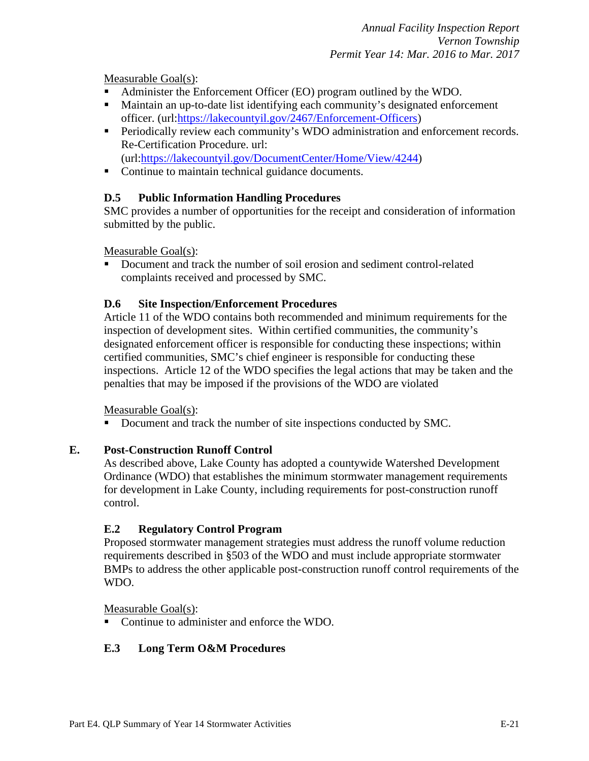Measurable Goal(s):

- Administer the Enforcement Officer (EO) program outlined by the WDO.
- Maintain an up-to-date list identifying each community's designated enforcement officer. (url:[https://lakecountyil.gov/2467/Enforcement-Officers](https://lakecountyil.gov/2467/Enforcement-Officers))
- Periodically review each community's WDO administration and enforcement records. Re-Certification Procedure. url: (url:[https://lakecountyil.gov/DocumentCenter/Home/View/4244](https://lakecountyil.gov/DocumentCenter/Home/View/4244))
- Continue to maintain technical guidance documents.

### D.5 Public Information Handling Procedures

SMC provides a number of opportunities for the receipt and consideration of information submitted by the public.

Measurable Goal(s):

- Document and track the number of soil erosion and sediment control-related complaints received and processed by SMC.

### D.6 Site Inspection/Enforcement Procedures

Article 11 of the WDO contains both recommended and minimum requirements for the inspection of development sites. Within certified communities, the community's designated enforcement officer is responsible for conducting these inspections; within certified communities, SMC's chief engineer is responsible for conducting these inspections. Article 12 of the WDO specifies the legal actions that may be taken and the penalties that may be imposed if the provisions of the WDO are violated

Measurable Goal(s):

- Document and track the number of site inspections conducted by SMC.

## E. Post-Construction Runoff Control

As described above, Lake County has adopted a countywide Watershed Development Ordinance (WDO) that establishes the minimum stormwater management requirements for development in Lake County, including requirements for post-construction runoff control.

### E.2 Regulatory Control Program

Proposed stormwater management strategies must address the runoff volume reduction requirements described in §503 of the WDO and must include appropriate stormwater BMPs to address the other applicable post-construction runoff control requirements of the WDO.

Measurable Goal(s):

- Continue to administer and enforce the WDO.

### E.3 Long Term O&M Procedures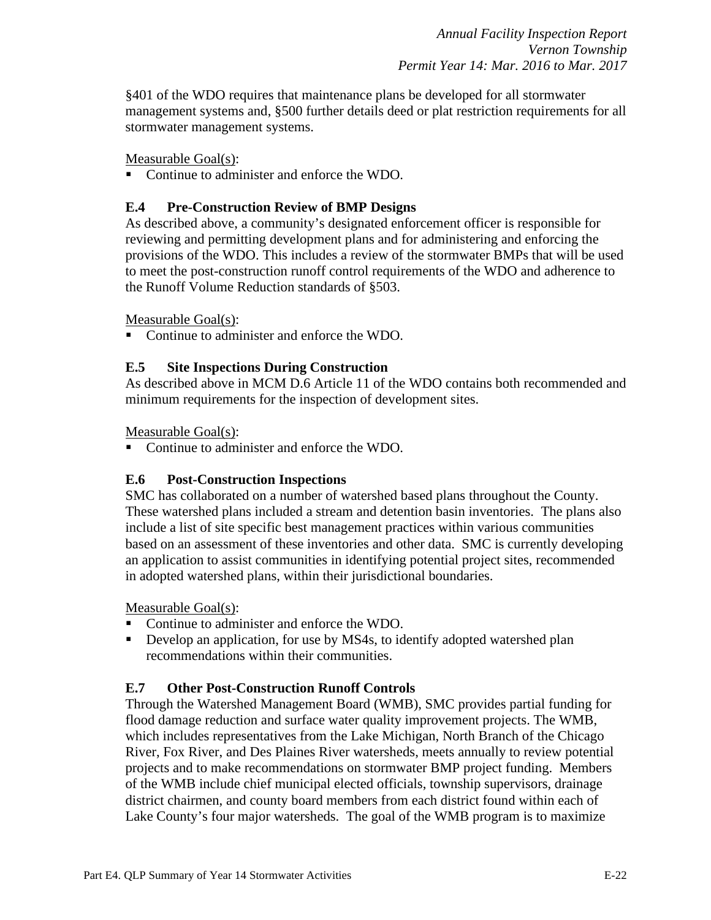§401 of the WDO requires that maintenance plans be developed for all stormwater management systems and, §500 further details deed or plat restriction requirements for all stormwater management systems.

Measurable Goal(s):

- Continue to administer and enforce the WDO.

### E.4 Pre-Construction Review of BMP Designs

As described above, a community's designated enforcement officer is responsible for reviewing and permitting development plans and for administering and enforcing the provisions of the WDO. This includes a review of the stormwater BMPs that will be used to meet the post-construction runoff control requirements of the WDO and adherence to the Runoff Volume Reduction standards of §503.

Measurable Goal(s):

- Continue to administer and enforce the WDO.

### E.5 Site Inspections During Construction

As described above in MCM D.6 Article 11 of the WDO contains both recommended and minimum requirements for the inspection of development sites.

Measurable Goal(s):

- Continue to administer and enforce the WDO.

### E.6 Post-Construction Inspections

SMC has collaborated on a number of watershed based plans throughout the County. These watershed plans included a stream and detention basin inventories. The plans also include a list of site specific best management practices within various communities based on an assessment of these inventories and other data. SMC is currently developing an application to assist communities in identifying potential project sites, recommended in adopted watershed plans, within their jurisdictional boundaries.

Measurable Goal(s):

- Continue to administer and enforce the WDO.
- Develop an application, for use by MS4s, to identify adopted watershed plan recommendations within their communities.

### E.7 Other Post-Construction Runoff Controls

Through the Watershed Management Board (WMB), SMC provides partial funding for flood damage reduction and surface water quality improvement projects. The WMB, which includes representatives from the Lake Michigan, North Branch of the Chicago River, Fox River, and Des Plaines River watersheds, meets annually to review potential projects and to make recommendations on stormwater BMP project funding. Members of the WMB include chief municipal elected officials, township supervisors, drainage district chairmen, and county board members from each district found within each of Lake County's four major watersheds. The goal of the WMB program is to maximize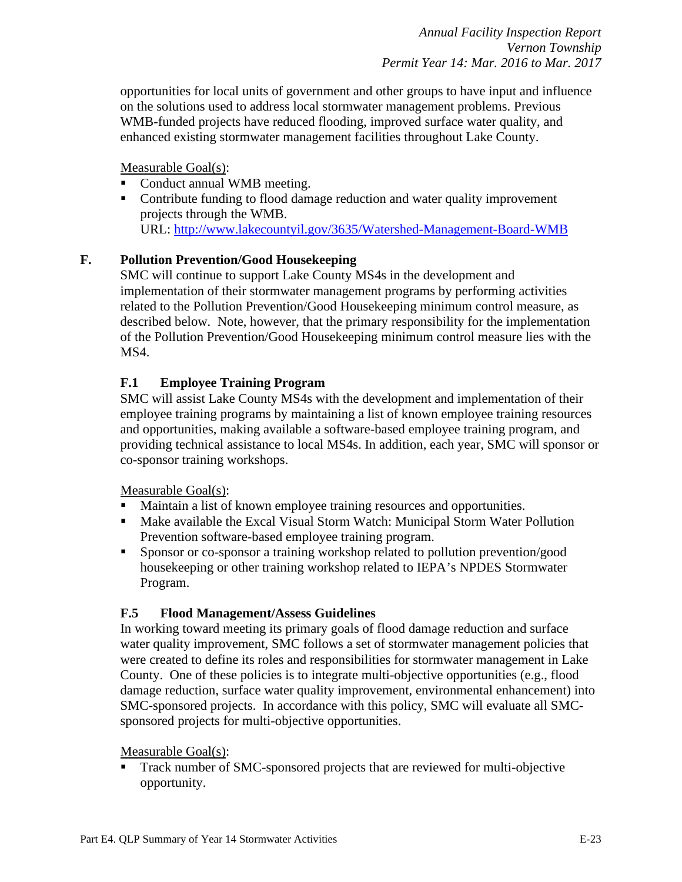opportunities for local units of government and other groups to have input and influence on the solutions used to address local stormwater management problems. Previous WMB-funded projects have reduced flooding, improved surface water quality, and enhanced existing stormwater management facilities throughout Lake County.

Measurable Goal(s):

- Conduct annual WMB meeting.
- Contribute funding to flood damage reduction and water quality improvement projects through the WMB.
  URL: http://www.lakecountyil.gov/3635/Watershed-Management-Board-WMB

## F. Pollution Prevention/Good Housekeeping

SMC will continue to support Lake County MS4s in the development and implementation of their stormwater management programs by performing activities related to the Pollution Prevention/Good Housekeeping minimum control measure, as described below. Note, however, that the primary responsibility for the implementation of the Pollution Prevention/Good Housekeeping minimum control measure lies with the MS4.

### F.1 Employee Training Program

SMC will assist Lake County MS4s with the development and implementation of their employee training programs by maintaining a list of known employee training resources and opportunities, making available a software-based employee training program, and providing technical assistance to local MS4s. In addition, each year, SMC will sponsor or co-sponsor training workshops.

Measurable Goal(s):

- Maintain a list of known employee training resources and opportunities.
- Make available the Excal Visual Storm Watch: Municipal Storm Water Pollution Prevention software-based employee training program.
- Sponsor or co-sponsor a training workshop related to pollution prevention/good housekeeping or other training workshop related to IEPA's NPDES Stormwater Program.

### F.5 Flood Management/Assess Guidelines

In working toward meeting its primary goals of flood damage reduction and surface water quality improvement, SMC follows a set of stormwater management policies that were created to define its roles and responsibilities for stormwater management in Lake County. One of these policies is to integrate multi-objective opportunities (e.g., flood damage reduction, surface water quality improvement, environmental enhancement) into SMC-sponsored projects. In accordance with this policy, SMC will evaluate all SMC-sponsored projects for multi-objective opportunities.

Measurable Goal(s):

- Track number of SMC-sponsored projects that are reviewed for multi-objective opportunity.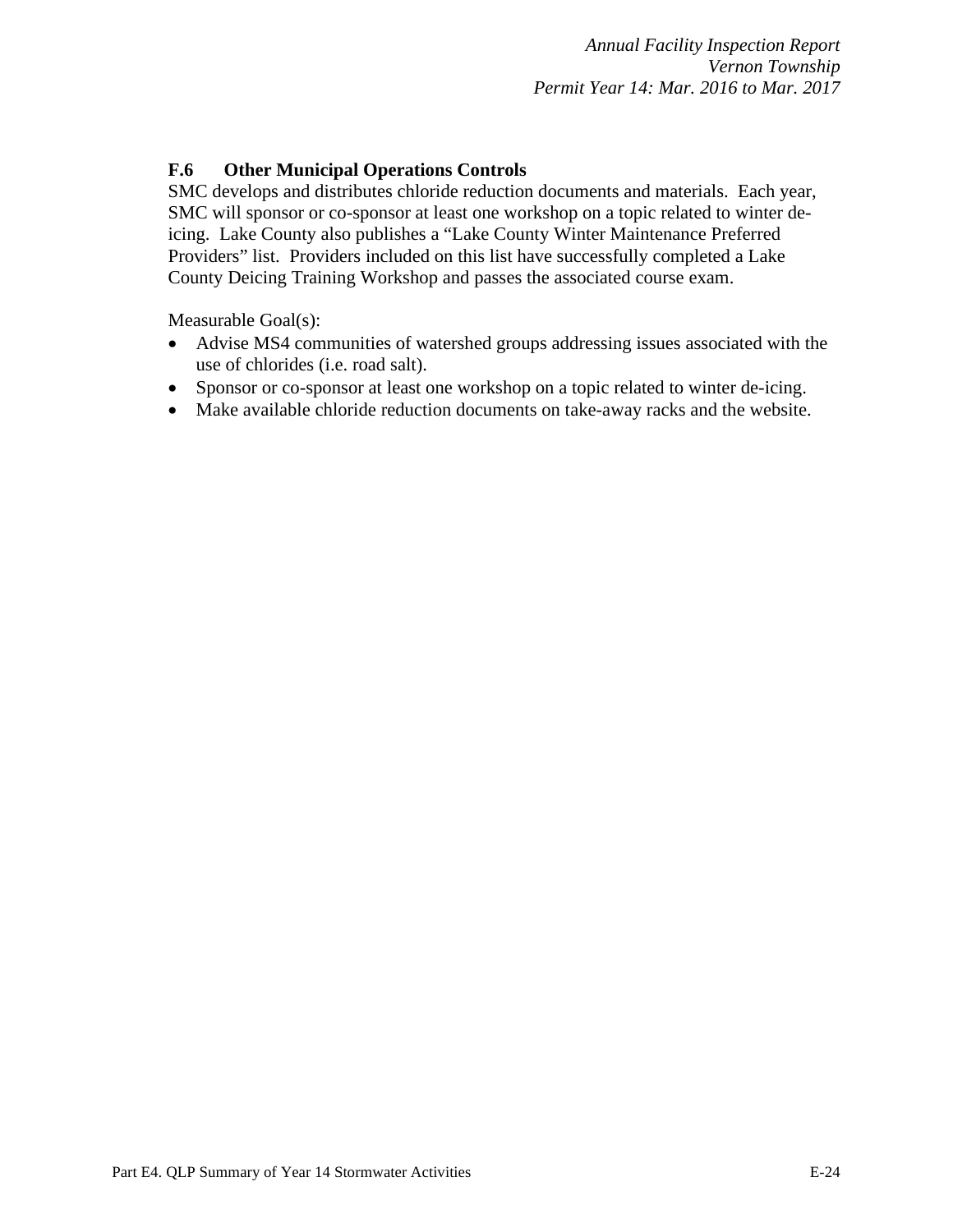### F.6 Other Municipal Operations Controls

SMC develops and distributes chloride reduction documents and materials. Each year, SMC will sponsor or co-sponsor at least one workshop on a topic related to winter de-icing. Lake County also publishes a "Lake County Winter Maintenance Preferred Providers" list. Providers included on this list have successfully completed a Lake County Deicing Training Workshop and passes the associated course exam.

Measurable Goal(s):

- Advise MS4 communities of watershed groups addressing issues associated with the use of chlorides (i.e. road salt).
- Sponsor or co-sponsor at least one workshop on a topic related to winter de-icing.
- Make available chloride reduction documents on take-away racks and the website.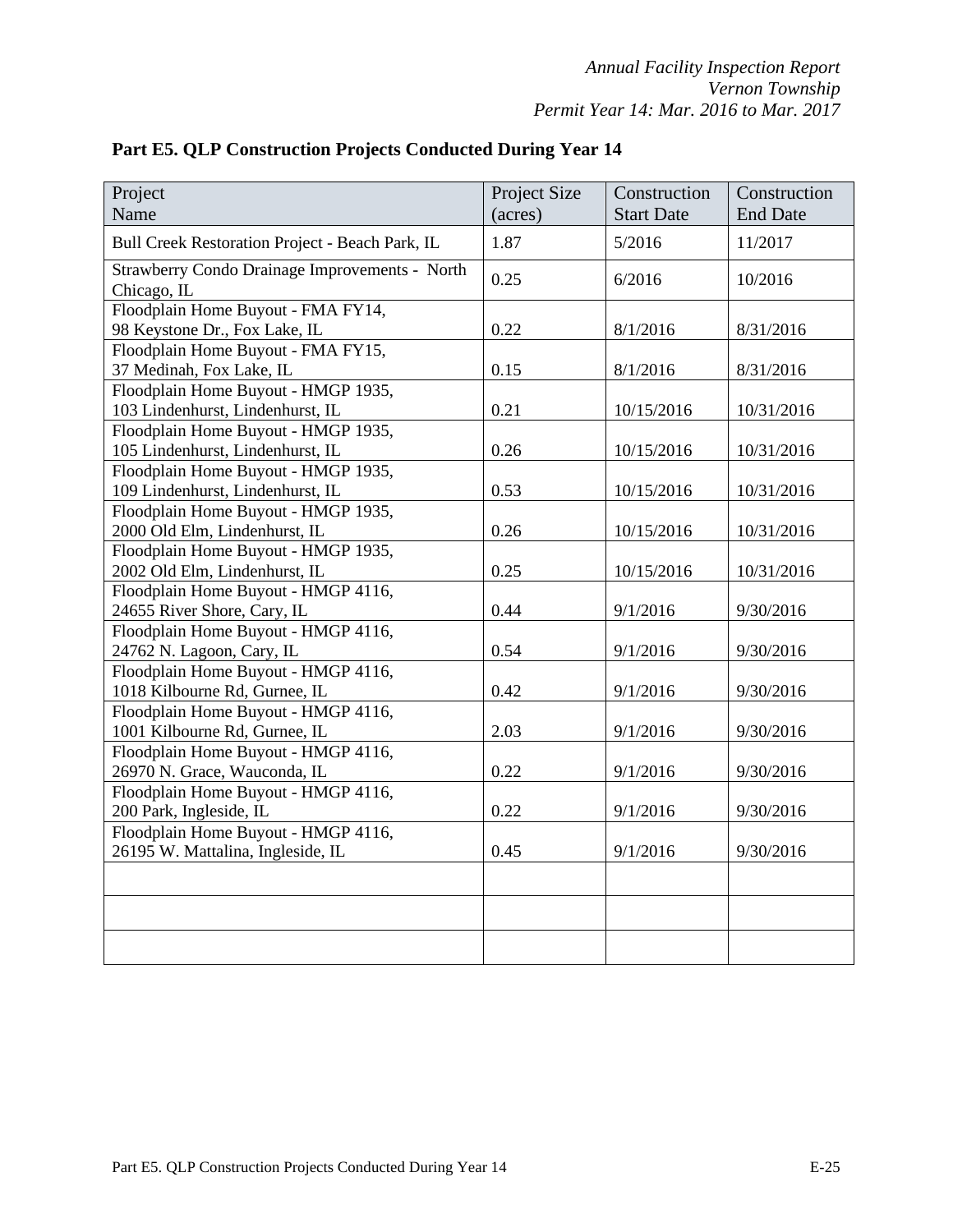## Part E5. QLP Construction Projects Conducted During Year 14

| Project Name | Project Size (acres) | Construction Start Date | Construction End Date |
|---|---|---|---|
| Bull Creek Restoration Project - Beach Park, IL | 1.87 | 5/2016 | 11/2017 |
| Strawberry Condo Drainage Improvements - North Chicago, IL | 0.25 | 6/2016 | 10/2016 |
| Floodplain Home Buyout - FMA FY14, 98 Keystone Dr., Fox Lake, IL | 0.22 | 8/1/2016 | 8/31/2016 |
| Floodplain Home Buyout - FMA FY15, 37 Medinah, Fox Lake, IL | 0.15 | 8/1/2016 | 8/31/2016 |
| Floodplain Home Buyout - HMGP 1935, 103 Lindenhurst, Lindenhurst, IL | 0.21 | 10/15/2016 | 10/31/2016 |
| Floodplain Home Buyout - HMGP 1935, 105 Lindenhurst, Lindenhurst, IL | 0.26 | 10/15/2016 | 10/31/2016 |
| Floodplain Home Buyout - HMGP 1935, 109 Lindenhurst, Lindenhurst, IL | 0.53 | 10/15/2016 | 10/31/2016 |
| Floodplain Home Buyout - HMGP 1935, 2000 Old Elm, Lindenhurst, IL | 0.26 | 10/15/2016 | 10/31/2016 |
| Floodplain Home Buyout - HMGP 1935, 2002 Old Elm, Lindenhurst, IL | 0.25 | 10/15/2016 | 10/31/2016 |
| Floodplain Home Buyout - HMGP 4116, 24655 River Shore, Cary, IL | 0.44 | 9/1/2016 | 9/30/2016 |
| Floodplain Home Buyout - HMGP 4116, 24762 N. Lagoon, Cary, IL | 0.54 | 9/1/2016 | 9/30/2016 |
| Floodplain Home Buyout - HMGP 4116, 1018 Kilbourne Rd, Gurnee, IL | 0.42 | 9/1/2016 | 9/30/2016 |
| Floodplain Home Buyout - HMGP 4116, 1001 Kilbourne Rd, Gurnee, IL | 2.03 | 9/1/2016 | 9/30/2016 |
| Floodplain Home Buyout - HMGP 4116, 26970 N. Grace, Wauconda, IL | 0.22 | 9/1/2016 | 9/30/2016 |
| Floodplain Home Buyout - HMGP 4116, 200 Park, Ingleside, IL | 0.22 | 9/1/2016 | 9/30/2016 |
| Floodplain Home Buyout - HMGP 4116, 26195 W. Mattalina, Ingleside, IL | 0.45 | 9/1/2016 | 9/30/2016 |
| | | | |
| | | | |
| | | | |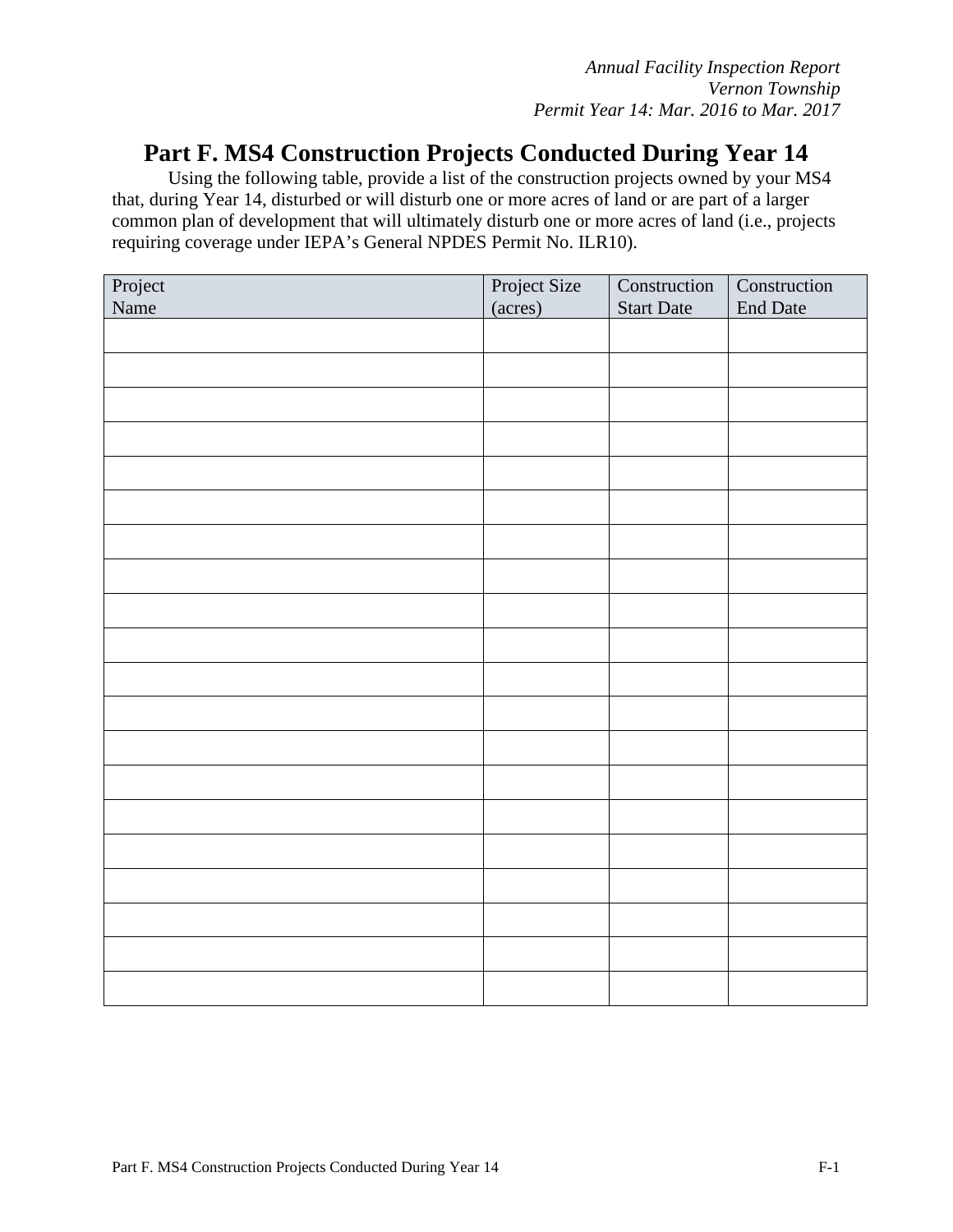# Part F. MS4 Construction Projects Conducted During Year 14

Using the following table, provide a list of the construction projects owned by your MS4 that, during Year 14, disturbed or will disturb one or more acres of land or are part of a larger common plan of development that will ultimately disturb one or more acres of land (i.e., projects requiring coverage under IEPA's General NPDES Permit No. ILR10).

| Project Name | Project Size (acres) | Construction Start Date | Construction End Date |
|---|---|---|---|
| | | | |
| | | | |
| | | | |
| | | | |
| | | | |
| | | | |
| | | | |
| | | | |
| | | | |
| | | | |
| | | | |
| | | | |
| | | | |
| | | | |
| | | | |
| | | | |
| | | | |
| | | | |
| | | | |
| | | | |